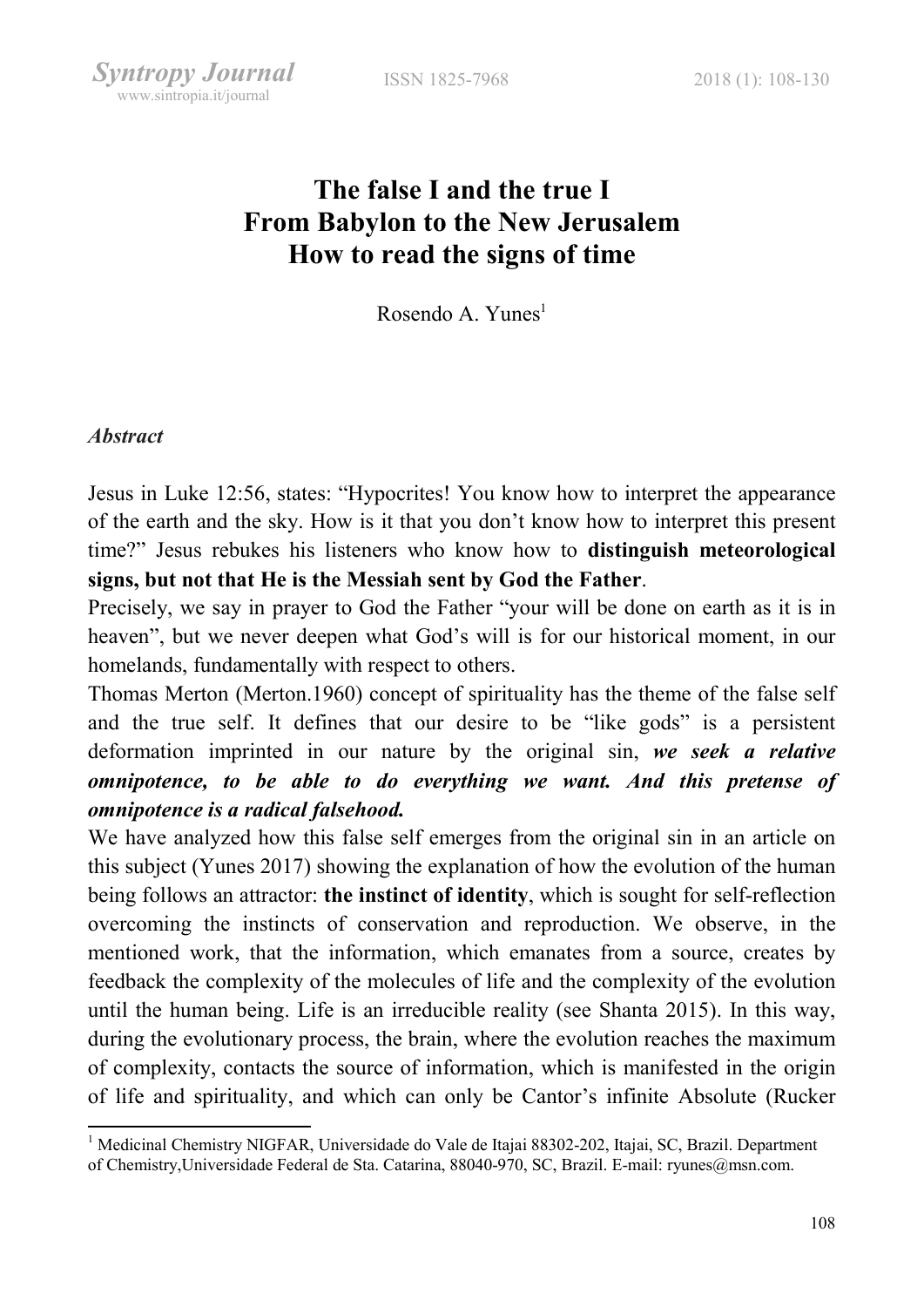# The false I and the true I
# From Babylon to the New Jerusalem
# How to read the signs of time

Rosendo A. Yunes[1]

### *Abstract*

Jesus in Luke 12:56, states: "Hypocrites! You know how to interpret the appearance of the earth and the sky. How is it that you don't know how to interpret this present time?" Jesus rebukes his listeners who know how to **distinguish meteorological signs, but not that He is the Messiah sent by God the Father**.

Precisely, we say in prayer to God the Father "your will be done on earth as it is in heaven", but we never deepen what God's will is for our historical moment, in our homelands, fundamentally with respect to others.

Thomas Merton (Merton.1960) concept of spirituality has the theme of the false self and the true self. It defines that our desire to be "like gods" is a persistent deformation imprinted in our nature by the original sin, ***we seek a relative omnipotence, to be able to do everything we want. And this pretense of omnipotence is a radical falsehood.***

We have analyzed how this false self emerges from the original sin in an article on this subject (Yunes 2017) showing the explanation of how the evolution of the human being follows an attractor: **the instinct of identity**, which is sought for self-reflection overcoming the instincts of conservation and reproduction. We observe, in the mentioned work, that the information, which emanates from a source, creates by feedback the complexity of the molecules of life and the complexity of the evolution until the human being. Life is an irreducible reality (see Shanta 2015). In this way, during the evolutionary process, the brain, where the evolution reaches the maximum of complexity, contacts the source of information, which is manifested in the origin of life and spirituality, and which can only be Cantor's infinite Absolute (Rucker

---

[1] Medicinal Chemistry NIGFAR, Universidade do Vale de Itajai 88302-202, Itajai, SC, Brazil. Department of Chemistry,Universidade Federal de Sta. Catarina, 88040-970, SC, Brazil. E-mail: ryunes@msn.com.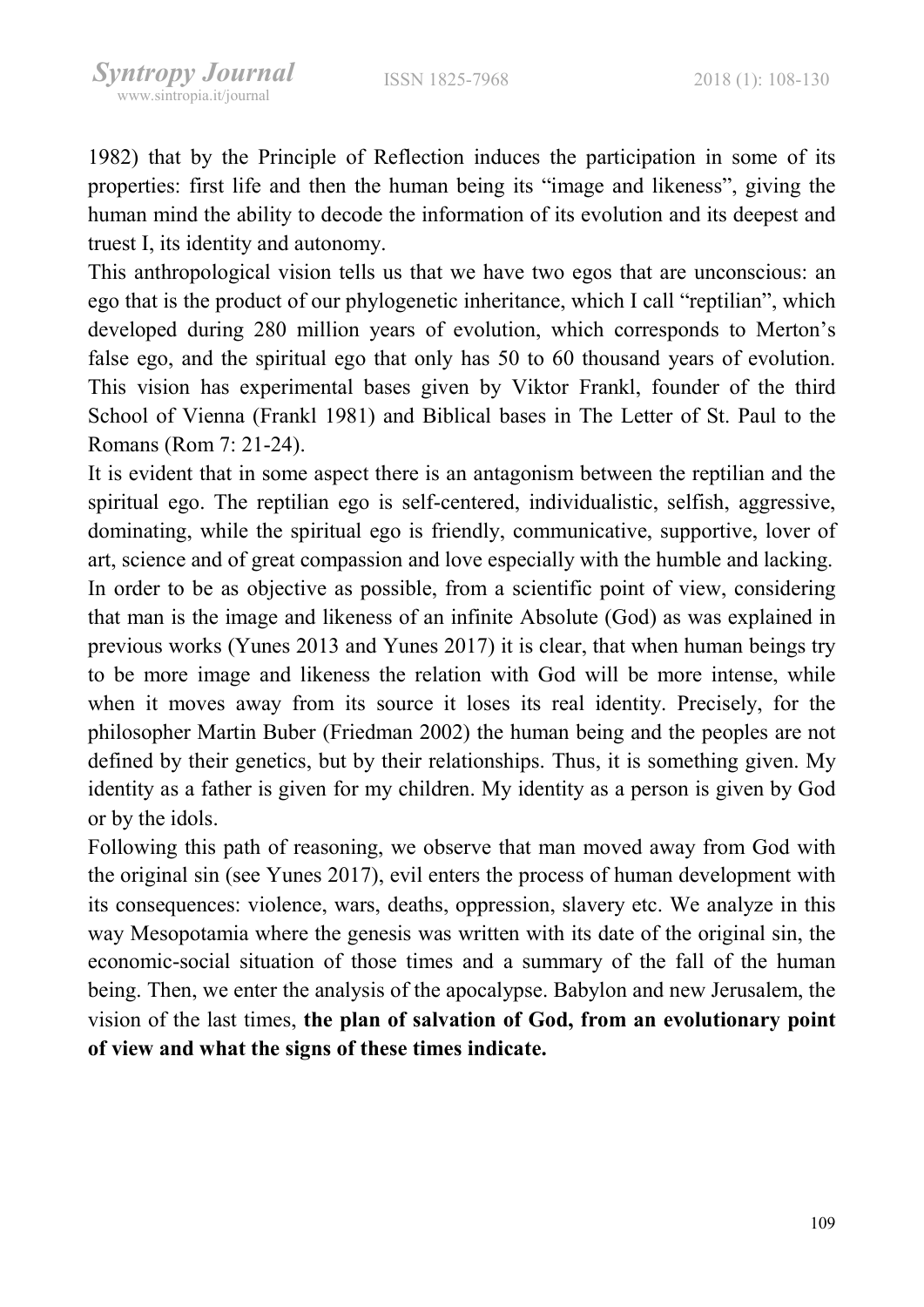1982) that by the Principle of Reflection induces the participation in some of its properties: first life and then the human being its "image and likeness", giving the human mind the ability to decode the information of its evolution and its deepest and truest I, its identity and autonomy.

This anthropological vision tells us that we have two egos that are unconscious: an ego that is the product of our phylogenetic inheritance, which I call "reptilian", which developed during 280 million years of evolution, which corresponds to Merton's false ego, and the spiritual ego that only has 50 to 60 thousand years of evolution. This vision has experimental bases given by Viktor Frankl, founder of the third School of Vienna (Frankl 1981) and Biblical bases in The Letter of St. Paul to the Romans (Rom 7: 21-24).

It is evident that in some aspect there is an antagonism between the reptilian and the spiritual ego. The reptilian ego is self-centered, individualistic, selfish, aggressive, dominating, while the spiritual ego is friendly, communicative, supportive, lover of art, science and of great compassion and love especially with the humble and lacking.

In order to be as objective as possible, from a scientific point of view, considering that man is the image and likeness of an infinite Absolute (God) as was explained in previous works (Yunes 2013 and Yunes 2017) it is clear, that when human beings try to be more image and likeness the relation with God will be more intense, while when it moves away from its source it loses its real identity. Precisely, for the philosopher Martin Buber (Friedman 2002) the human being and the peoples are not defined by their genetics, but by their relationships. Thus, it is something given. My identity as a father is given for my children. My identity as a person is given by God or by the idols.

Following this path of reasoning, we observe that man moved away from God with the original sin (see Yunes 2017), evil enters the process of human development with its consequences: violence, wars, deaths, oppression, slavery etc. We analyze in this way Mesopotamia where the genesis was written with its date of the original sin, the economic-social situation of those times and a summary of the fall of the human being. Then, we enter the analysis of the apocalypse. Babylon and new Jerusalem, the vision of the last times, **the plan of salvation of God, from an evolutionary point of view and what the signs of these times indicate.**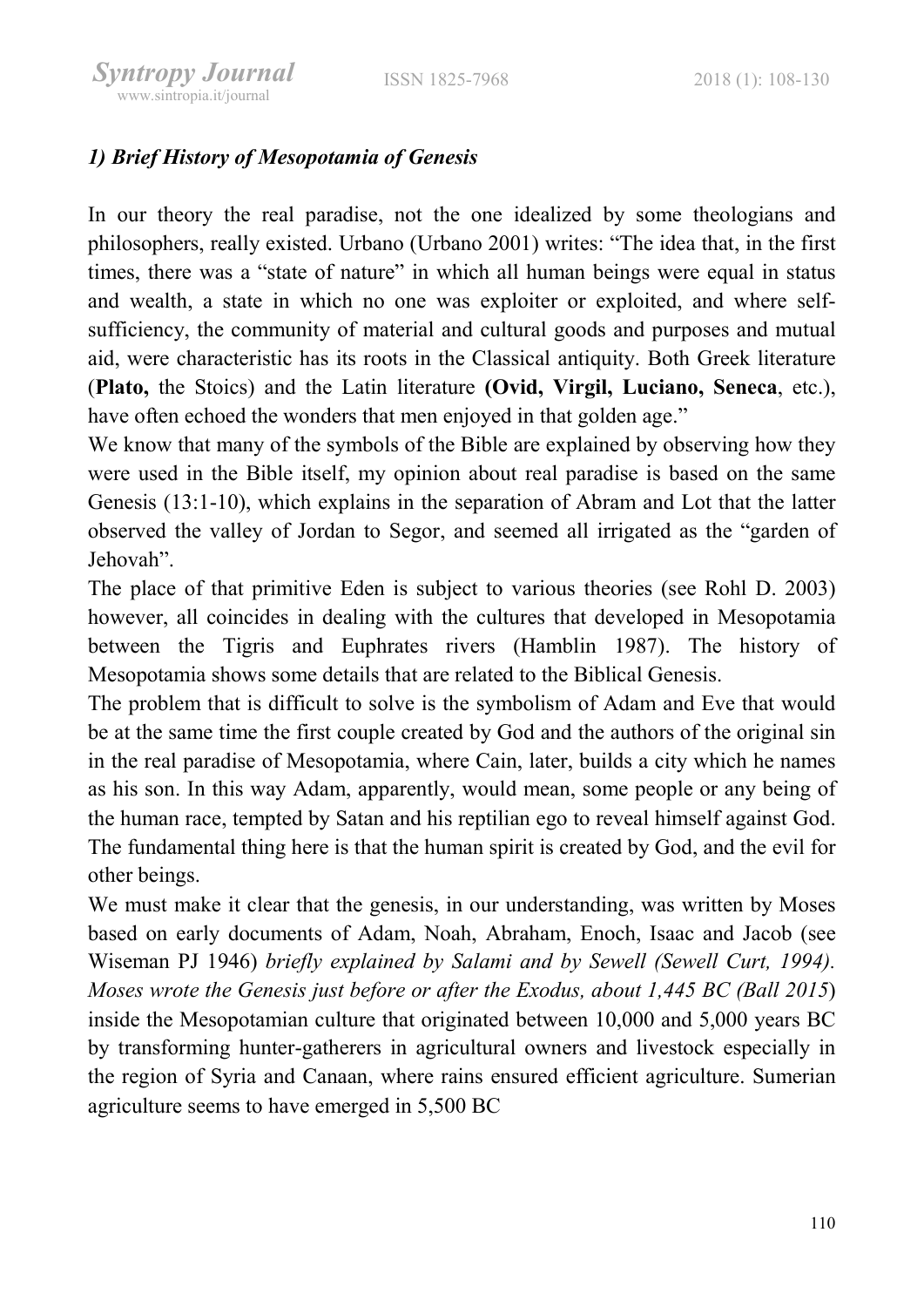### *1) Brief History of Mesopotamia of Genesis*

In our theory the real paradise, not the one idealized by some theologians and philosophers, really existed. Urbano (Urbano 2001) writes: "The idea that, in the first times, there was a "state of nature" in which all human beings were equal in status and wealth, a state in which no one was exploiter or exploited, and where self-sufficiency, the community of material and cultural goods and purposes and mutual aid, were characteristic has its roots in the Classical antiquity. Both Greek literature (**Plato,** the Stoics) and the Latin literature **(Ovid, Virgil, Luciano, Seneca**, etc.), have often echoed the wonders that men enjoyed in that golden age."

We know that many of the symbols of the Bible are explained by observing how they were used in the Bible itself, my opinion about real paradise is based on the same Genesis (13:1-10), which explains in the separation of Abram and Lot that the latter observed the valley of Jordan to Segor, and seemed all irrigated as the "garden of Jehovah".

The place of that primitive Eden is subject to various theories (see Rohl D. 2003) however, all coincides in dealing with the cultures that developed in Mesopotamia between the Tigris and Euphrates rivers (Hamblin 1987). The history of Mesopotamia shows some details that are related to the Biblical Genesis.

The problem that is difficult to solve is the symbolism of Adam and Eve that would be at the same time the first couple created by God and the authors of the original sin in the real paradise of Mesopotamia, where Cain, later, builds a city which he names as his son. In this way Adam, apparently, would mean, some people or any being of the human race, tempted by Satan and his reptilian ego to reveal himself against God. The fundamental thing here is that the human spirit is created by God, and the evil for other beings.

We must make it clear that the genesis, in our understanding, was written by Moses based on early documents of Adam, Noah, Abraham, Enoch, Isaac and Jacob (see Wiseman PJ 1946) *briefly explained by Salami and by Sewell (Sewell Curt, 1994). Moses wrote the Genesis just before or after the Exodus, about 1,445 BC (Ball 2015*) inside the Mesopotamian culture that originated between 10,000 and 5,000 years BC by transforming hunter-gatherers in agricultural owners and livestock especially in the region of Syria and Canaan, where rains ensured efficient agriculture. Sumerian agriculture seems to have emerged in 5,500 BC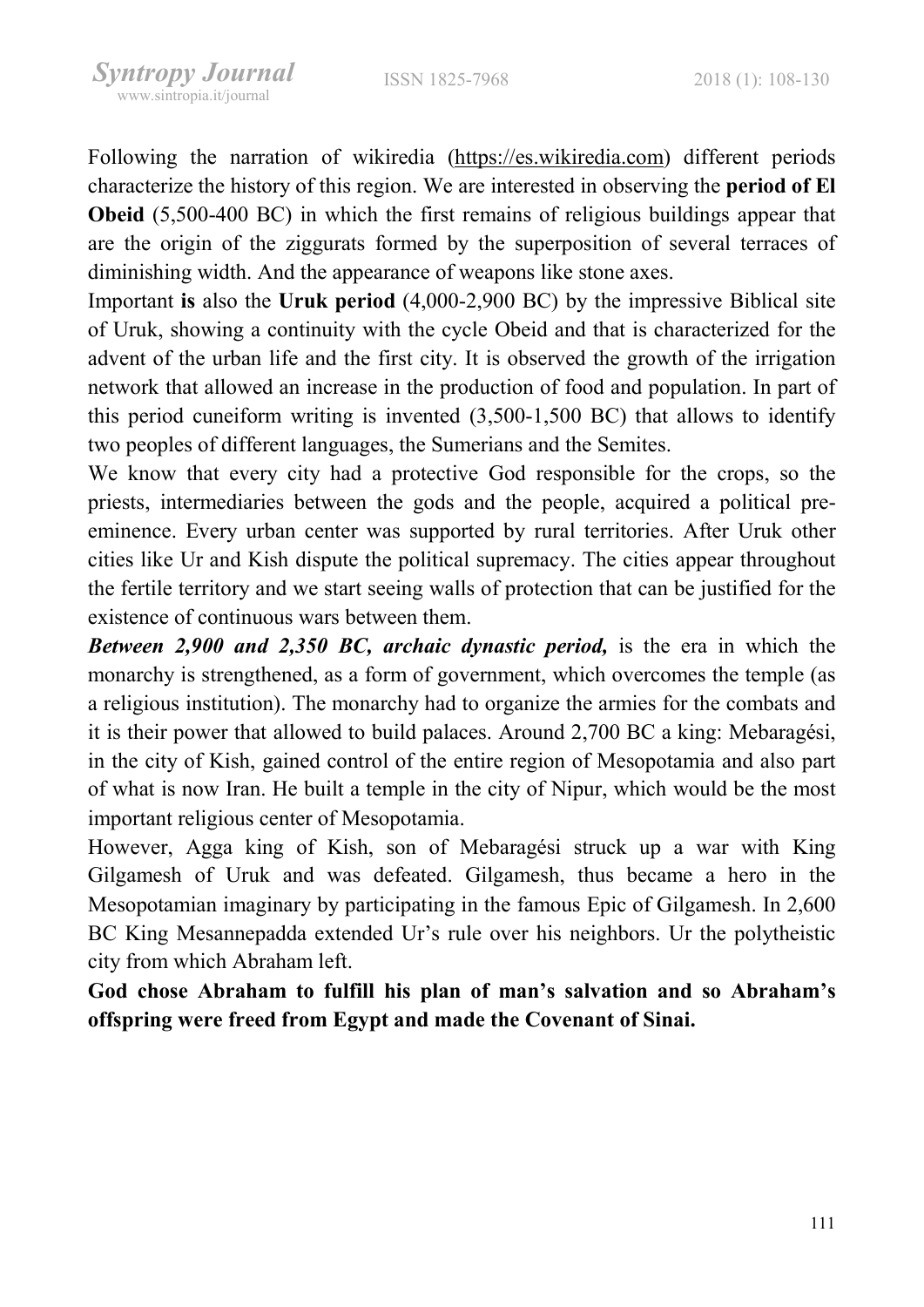Following the narration of wikiredia (https://es.wikiredia.com) different periods characterize the history of this region. We are interested in observing the **period of El Obeid** (5,500-400 BC) in which the first remains of religious buildings appear that are the origin of the ziggurats formed by the superposition of several terraces of diminishing width. And the appearance of weapons like stone axes.

Important **is** also the **Uruk period** (4,000-2,900 BC) by the impressive Biblical site of Uruk, showing a continuity with the cycle Obeid and that is characterized for the advent of the urban life and the first city. It is observed the growth of the irrigation network that allowed an increase in the production of food and population. In part of this period cuneiform writing is invented (3,500-1,500 BC) that allows to identify two peoples of different languages, the Sumerians and the Semites.

We know that every city had a protective God responsible for the crops, so the priests, intermediaries between the gods and the people, acquired a political pre-eminence. Every urban center was supported by rural territories. After Uruk other cities like Ur and Kish dispute the political supremacy. The cities appear throughout the fertile territory and we start seeing walls of protection that can be justified for the existence of continuous wars between them.

***Between 2,900 and 2,350 BC, archaic dynastic period,*** is the era in which the monarchy is strengthened, as a form of government, which overcomes the temple (as a religious institution). The monarchy had to organize the armies for the combats and it is their power that allowed to build palaces. Around 2,700 BC a king: Mebaragési, in the city of Kish, gained control of the entire region of Mesopotamia and also part of what is now Iran. He built a temple in the city of Nipur, which would be the most important religious center of Mesopotamia.

However, Agga king of Kish, son of Mebaragési struck up a war with King Gilgamesh of Uruk and was defeated. Gilgamesh, thus became a hero in the Mesopotamian imaginary by participating in the famous Epic of Gilgamesh. In 2,600 BC King Mesannepadda extended Ur's rule over his neighbors. Ur the polytheistic city from which Abraham left.

**God chose Abraham to fulfill his plan of man's salvation and so Abraham's offspring were freed from Egypt and made the Covenant of Sinai.**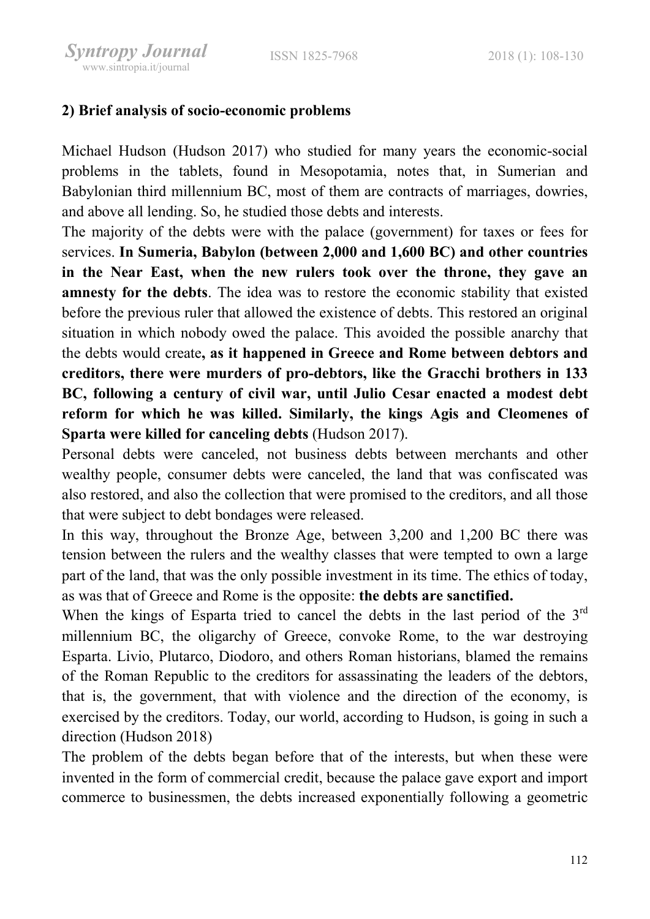## 2) Brief analysis of socio-economic problems

Michael Hudson (Hudson 2017) who studied for many years the economic-social problems in the tablets, found in Mesopotamia, notes that, in Sumerian and Babylonian third millennium BC, most of them are contracts of marriages, dowries, and above all lending. So, he studied those debts and interests.

The majority of the debts were with the palace (government) for taxes or fees for services. **In Sumeria, Babylon (between 2,000 and 1,600 BC) and other countries in the Near East, when the new rulers took over the throne, they gave an amnesty for the debts**. The idea was to restore the economic stability that existed before the previous ruler that allowed the existence of debts. This restored an original situation in which nobody owed the palace. This avoided the possible anarchy that the debts would create**, as it happened in Greece and Rome between debtors and creditors, there were murders of pro-debtors, like the Gracchi brothers in 133 BC, following a century of civil war, until Julio Cesar enacted a modest debt reform for which he was killed. Similarly, the kings Agis and Cleomenes of Sparta were killed for canceling debts** (Hudson 2017).

Personal debts were canceled, not business debts between merchants and other wealthy people, consumer debts were canceled, the land that was confiscated was also restored, and also the collection that were promised to the creditors, and all those that were subject to debt bondages were released.

In this way, throughout the Bronze Age, between 3,200 and 1,200 BC there was tension between the rulers and the wealthy classes that were tempted to own a large part of the land, that was the only possible investment in its time. The ethics of today, as was that of Greece and Rome is the opposite: **the debts are sanctified.**

When the kings of Esparta tried to cancel the debts in the last period of the 3rd millennium BC, the oligarchy of Greece, convoke Rome, to the war destroying Esparta. Livio, Plutarco, Diodoro, and others Roman historians, blamed the remains of the Roman Republic to the creditors for assassinating the leaders of the debtors, that is, the government, that with violence and the direction of the economy, is exercised by the creditors. Today, our world, according to Hudson, is going in such a direction (Hudson 2018)

The problem of the debts began before that of the interests, but when these were invented in the form of commercial credit, because the palace gave export and import commerce to businessmen, the debts increased exponentially following a geometric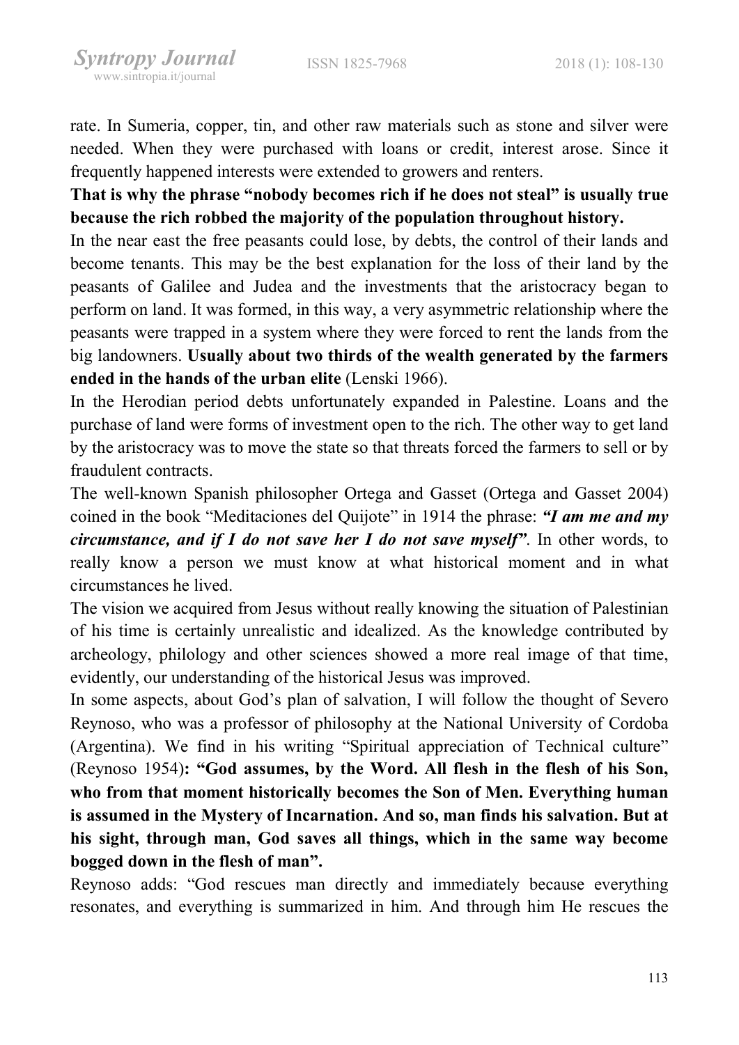rate. In Sumeria, copper, tin, and other raw materials such as stone and silver were needed. When they were purchased with loans or credit, interest arose. Since it frequently happened interests were extended to growers and renters.

**That is why the phrase "nobody becomes rich if he does not steal" is usually true because the rich robbed the majority of the population throughout history.**

In the near east the free peasants could lose, by debts, the control of their lands and become tenants. This may be the best explanation for the loss of their land by the peasants of Galilee and Judea and the investments that the aristocracy began to perform on land. It was formed, in this way, a very asymmetric relationship where the peasants were trapped in a system where they were forced to rent the lands from the big landowners. **Usually about two thirds of the wealth generated by the farmers ended in the hands of the urban elite** (Lenski 1966).

In the Herodian period debts unfortunately expanded in Palestine. Loans and the purchase of land were forms of investment open to the rich. The other way to get land by the aristocracy was to move the state so that threats forced the farmers to sell or by fraudulent contracts.

The well-known Spanish philosopher Ortega and Gasset (Ortega and Gasset 2004) coined in the book "Meditaciones del Quijote" in 1914 the phrase: ***"I am me and my circumstance, and if I do not save her I do not save myself"***. In other words, to really know a person we must know at what historical moment and in what circumstances he lived.

The vision we acquired from Jesus without really knowing the situation of Palestinian of his time is certainly unrealistic and idealized. As the knowledge contributed by archeology, philology and other sciences showed a more real image of that time, evidently, our understanding of the historical Jesus was improved.

In some aspects, about God's plan of salvation, I will follow the thought of Severo Reynoso, who was a professor of philosophy at the National University of Cordoba (Argentina). We find in his writing "Spiritual appreciation of Technical culture" (Reynoso 1954)**: "God assumes, by the Word. All flesh in the flesh of his Son, who from that moment historically becomes the Son of Men. Everything human is assumed in the Mystery of Incarnation. And so, man finds his salvation. But at his sight, through man, God saves all things, which in the same way become bogged down in the flesh of man".**

Reynoso adds: "God rescues man directly and immediately because everything resonates, and everything is summarized in him. And through him He rescues the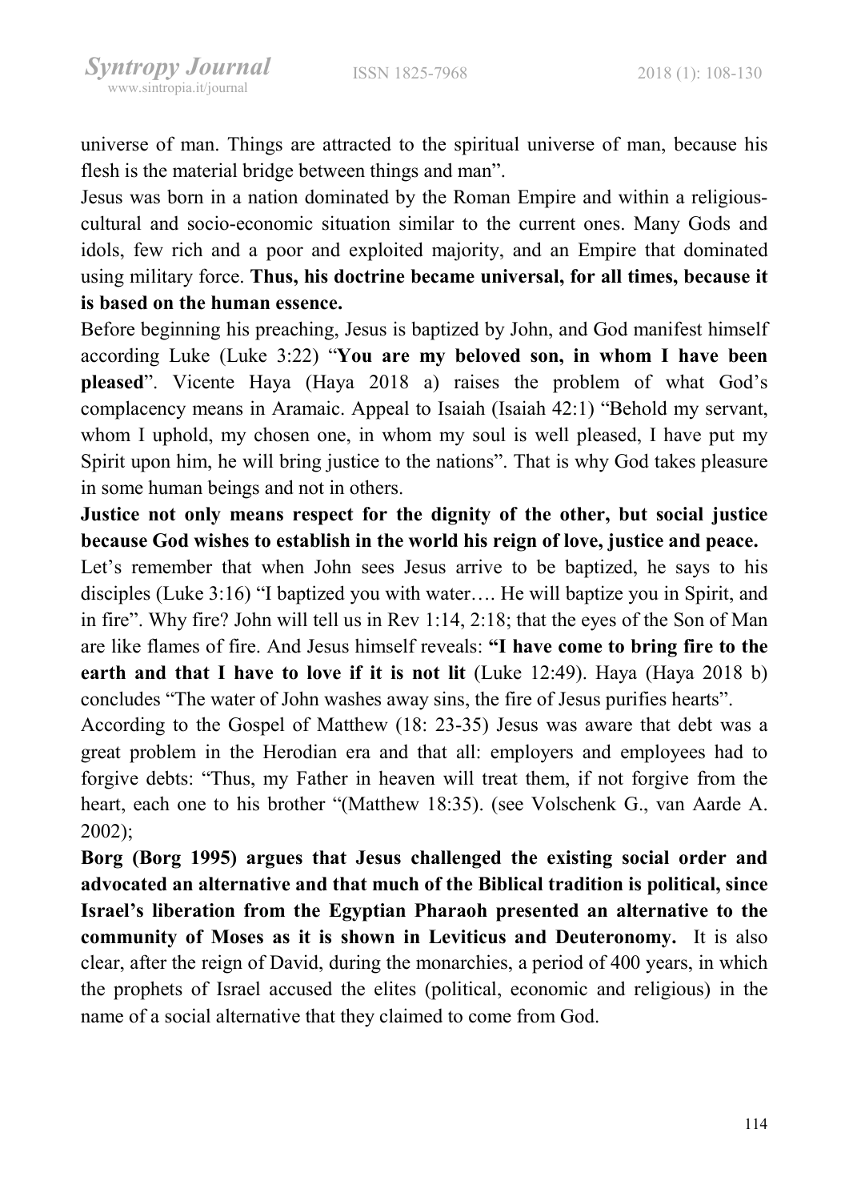universe of man. Things are attracted to the spiritual universe of man, because his flesh is the material bridge between things and man".

Jesus was born in a nation dominated by the Roman Empire and within a religious-cultural and socio-economic situation similar to the current ones. Many Gods and idols, few rich and a poor and exploited majority, and an Empire that dominated using military force. **Thus, his doctrine became universal, for all times, because it is based on the human essence.**

Before beginning his preaching, Jesus is baptized by John, and God manifest himself according Luke (Luke 3:22) "**You are my beloved son, in whom I have been pleased**". Vicente Haya (Haya 2018 a) raises the problem of what God's complacency means in Aramaic. Appeal to Isaiah (Isaiah 42:1) "Behold my servant, whom I uphold, my chosen one, in whom my soul is well pleased, I have put my Spirit upon him, he will bring justice to the nations". That is why God takes pleasure in some human beings and not in others.

**Justice not only means respect for the dignity of the other, but social justice because God wishes to establish in the world his reign of love, justice and peace.**

Let's remember that when John sees Jesus arrive to be baptized, he says to his disciples (Luke 3:16) "I baptized you with water…. He will baptize you in Spirit, and in fire". Why fire? John will tell us in Rev 1:14, 2:18; that the eyes of the Son of Man are like flames of fire. And Jesus himself reveals: **"I have come to bring fire to the earth and that I have to love if it is not lit** (Luke 12:49). Haya (Haya 2018 b) concludes "The water of John washes away sins, the fire of Jesus purifies hearts".

According to the Gospel of Matthew (18: 23-35) Jesus was aware that debt was a great problem in the Herodian era and that all: employers and employees had to forgive debts: "Thus, my Father in heaven will treat them, if not forgive from the heart, each one to his brother "(Matthew 18:35). (see Volschenk G., van Aarde A. 2002);

**Borg (Borg 1995) argues that Jesus challenged the existing social order and advocated an alternative and that much of the Biblical tradition is political, since Israel's liberation from the Egyptian Pharaoh presented an alternative to the community of Moses as it is shown in Leviticus and Deuteronomy.** It is also clear, after the reign of David, during the monarchies, a period of 400 years, in which the prophets of Israel accused the elites (political, economic and religious) in the name of a social alternative that they claimed to come from God.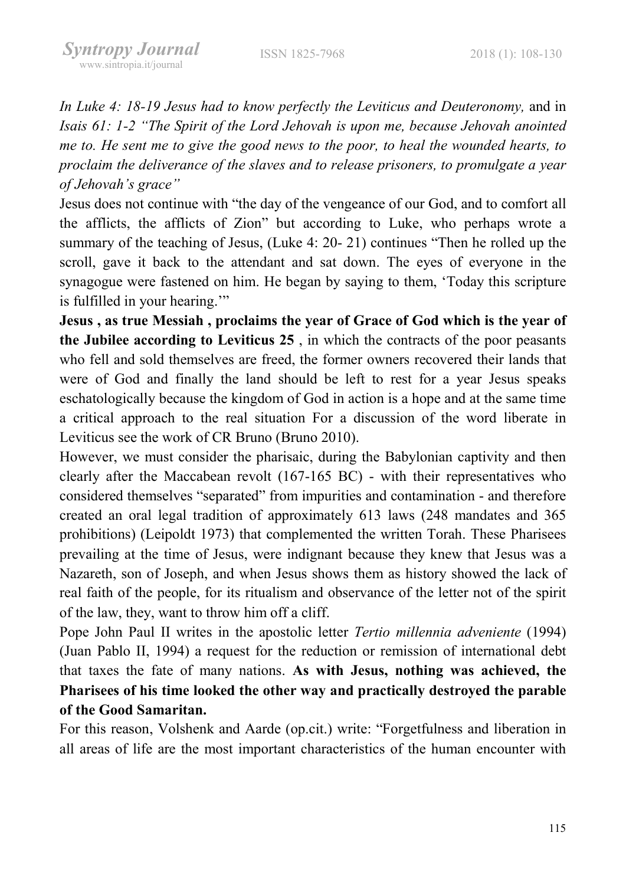*In Luke 4: 18-19 Jesus had to know perfectly the Leviticus and Deuteronomy,* and in *Isais 61: 1-2 "The Spirit of the Lord Jehovah is upon me, because Jehovah anointed me to. He sent me to give the good news to the poor, to heal the wounded hearts, to proclaim the deliverance of the slaves and to release prisoners, to promulgate a year of Jehovah's grace"*

Jesus does not continue with "the day of the vengeance of our God, and to comfort all the afflicts, the afflicts of Zion" but according to Luke, who perhaps wrote a summary of the teaching of Jesus, (Luke 4: 20- 21) continues "Then he rolled up the scroll, gave it back to the attendant and sat down. The eyes of everyone in the synagogue were fastened on him. He began by saying to them, 'Today this scripture is fulfilled in your hearing.'"

**Jesus , as true Messiah , proclaims the year of Grace of God which is the year of the Jubilee according to Leviticus 25** , in which the contracts of the poor peasants who fell and sold themselves are freed, the former owners recovered their lands that were of God and finally the land should be left to rest for a year Jesus speaks eschatologically because the kingdom of God in action is a hope and at the same time a critical approach to the real situation For a discussion of the word liberate in Leviticus see the work of CR Bruno (Bruno 2010).

However, we must consider the pharisaic, during the Babylonian captivity and then clearly after the Maccabean revolt (167-165 BC) - with their representatives who considered themselves "separated" from impurities and contamination - and therefore created an oral legal tradition of approximately 613 laws (248 mandates and 365 prohibitions) (Leipoldt 1973) that complemented the written Torah. These Pharisees prevailing at the time of Jesus, were indignant because they knew that Jesus was a Nazareth, son of Joseph, and when Jesus shows them as history showed the lack of real faith of the people, for its ritualism and observance of the letter not of the spirit of the law, they, want to throw him off a cliff.

Pope John Paul II writes in the apostolic letter *Tertio millennia adveniente* (1994) (Juan Pablo II, 1994) a request for the reduction or remission of international debt that taxes the fate of many nations. **As with Jesus, nothing was achieved, the Pharisees of his time looked the other way and practically destroyed the parable of the Good Samaritan.**

For this reason, Volshenk and Aarde (op.cit.) write: "Forgetfulness and liberation in all areas of life are the most important characteristics of the human encounter with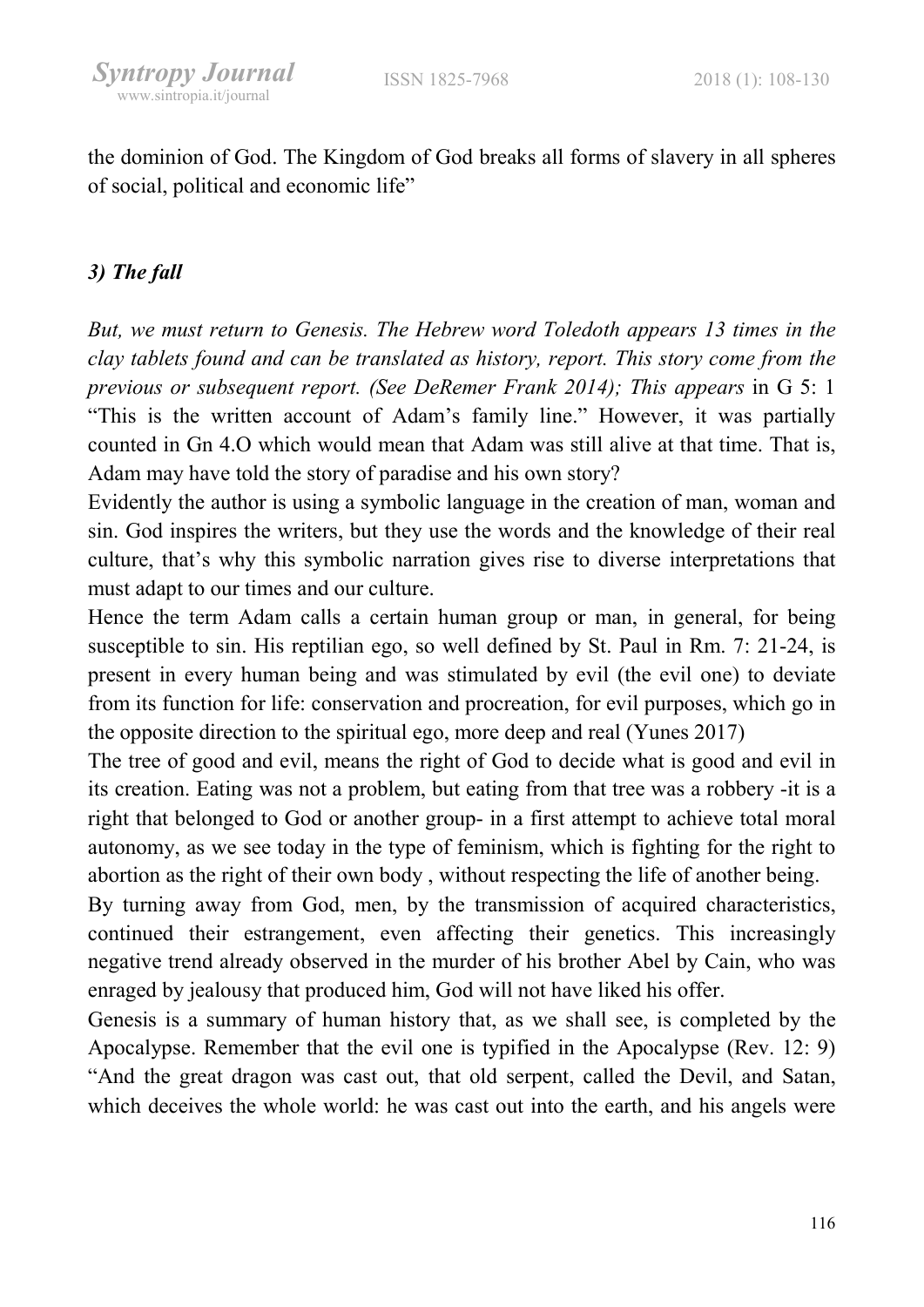the dominion of God. The Kingdom of God breaks all forms of slavery in all spheres of social, political and economic life"

### *3) The fall*

*But, we must return to Genesis. The Hebrew word Toledoth appears 13 times in the clay tablets found and can be translated as history, report. This story come from the previous or subsequent report. (See DeRemer Frank 2014); This appears* in G 5: 1 "This is the written account of Adam's family line." However, it was partially counted in Gn 4.O which would mean that Adam was still alive at that time. That is, Adam may have told the story of paradise and his own story?

Evidently the author is using a symbolic language in the creation of man, woman and sin. God inspires the writers, but they use the words and the knowledge of their real culture, that's why this symbolic narration gives rise to diverse interpretations that must adapt to our times and our culture.

Hence the term Adam calls a certain human group or man, in general, for being susceptible to sin. His reptilian ego, so well defined by St. Paul in Rm. 7: 21-24, is present in every human being and was stimulated by evil (the evil one) to deviate from its function for life: conservation and procreation, for evil purposes, which go in the opposite direction to the spiritual ego, more deep and real (Yunes 2017)

The tree of good and evil, means the right of God to decide what is good and evil in its creation. Eating was not a problem, but eating from that tree was a robbery -it is a right that belonged to God or another group- in a first attempt to achieve total moral autonomy, as we see today in the type of feminism, which is fighting for the right to abortion as the right of their own body , without respecting the life of another being.

By turning away from God, men, by the transmission of acquired characteristics, continued their estrangement, even affecting their genetics. This increasingly negative trend already observed in the murder of his brother Abel by Cain, who was enraged by jealousy that produced him, God will not have liked his offer.

Genesis is a summary of human history that, as we shall see, is completed by the Apocalypse. Remember that the evil one is typified in the Apocalypse (Rev. 12: 9) "And the great dragon was cast out, that old serpent, called the Devil, and Satan, which deceives the whole world: he was cast out into the earth, and his angels were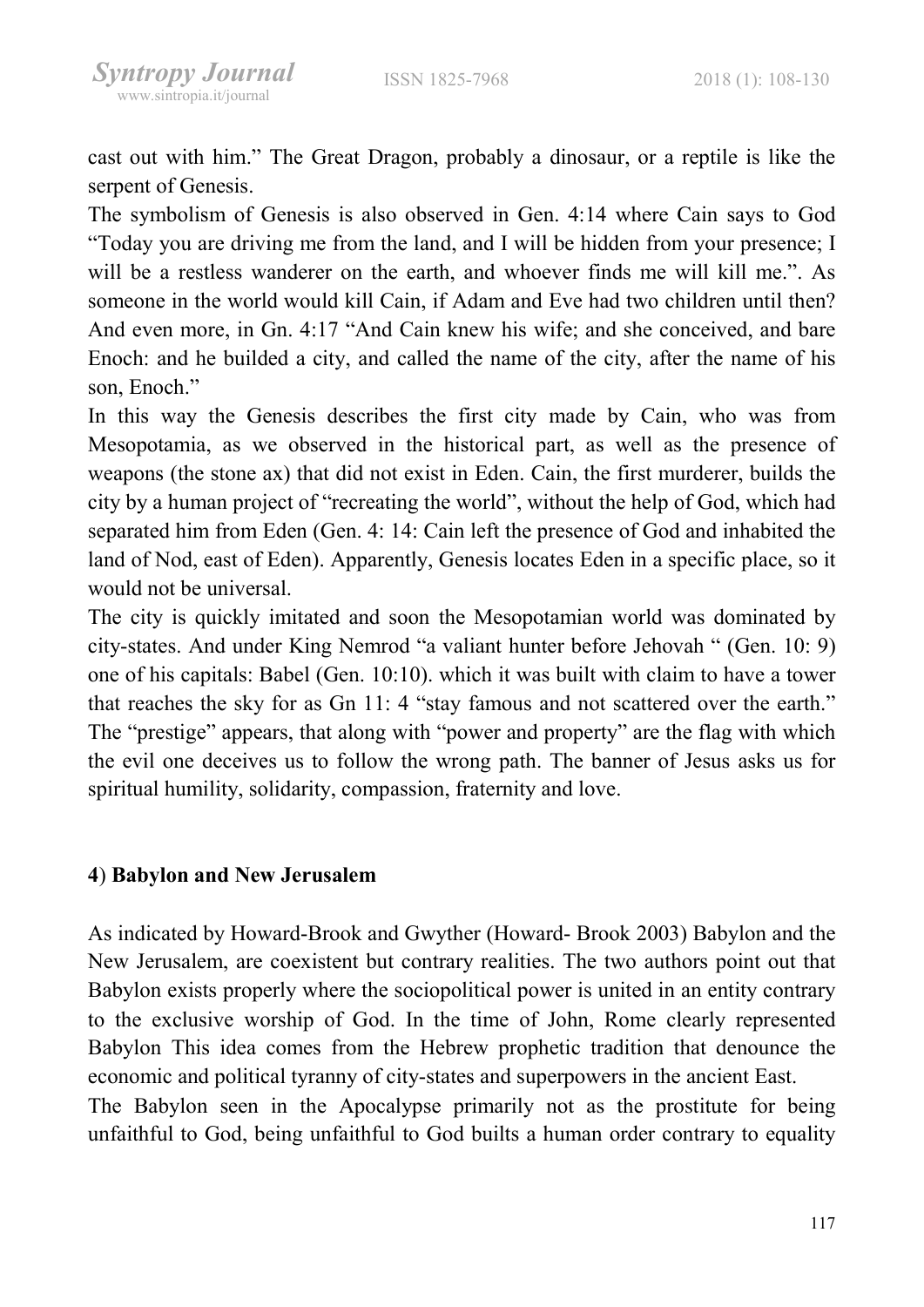cast out with him." The Great Dragon, probably a dinosaur, or a reptile is like the serpent of Genesis.

The symbolism of Genesis is also observed in Gen. 4:14 where Cain says to God "Today you are driving me from the land, and I will be hidden from your presence; I will be a restless wanderer on the earth, and whoever finds me will kill me.". As someone in the world would kill Cain, if Adam and Eve had two children until then? And even more, in Gn. 4:17 "And Cain knew his wife; and she conceived, and bare Enoch: and he builded a city, and called the name of the city, after the name of his son, Enoch."

In this way the Genesis describes the first city made by Cain, who was from Mesopotamia, as we observed in the historical part, as well as the presence of weapons (the stone ax) that did not exist in Eden. Cain, the first murderer, builds the city by a human project of "recreating the world", without the help of God, which had separated him from Eden (Gen. 4: 14: Cain left the presence of God and inhabited the land of Nod, east of Eden). Apparently, Genesis locates Eden in a specific place, so it would not be universal.

The city is quickly imitated and soon the Mesopotamian world was dominated by city-states. And under King Nemrod "a valiant hunter before Jehovah " (Gen. 10: 9) one of his capitals: Babel (Gen. 10:10). which it was built with claim to have a tower that reaches the sky for as Gn 11: 4 "stay famous and not scattered over the earth." The "prestige" appears, that along with "power and property" are the flag with which the evil one deceives us to follow the wrong path. The banner of Jesus asks us for spiritual humility, solidarity, compassion, fraternity and love.

## 4) Babylon and New Jerusalem

As indicated by Howard-Brook and Gwyther (Howard- Brook 2003) Babylon and the New Jerusalem, are coexistent but contrary realities. The two authors point out that Babylon exists properly where the sociopolitical power is united in an entity contrary to the exclusive worship of God. In the time of John, Rome clearly represented Babylon This idea comes from the Hebrew prophetic tradition that denounce the economic and political tyranny of city-states and superpowers in the ancient East.

The Babylon seen in the Apocalypse primarily not as the prostitute for being unfaithful to God, being unfaithful to God builts a human order contrary to equality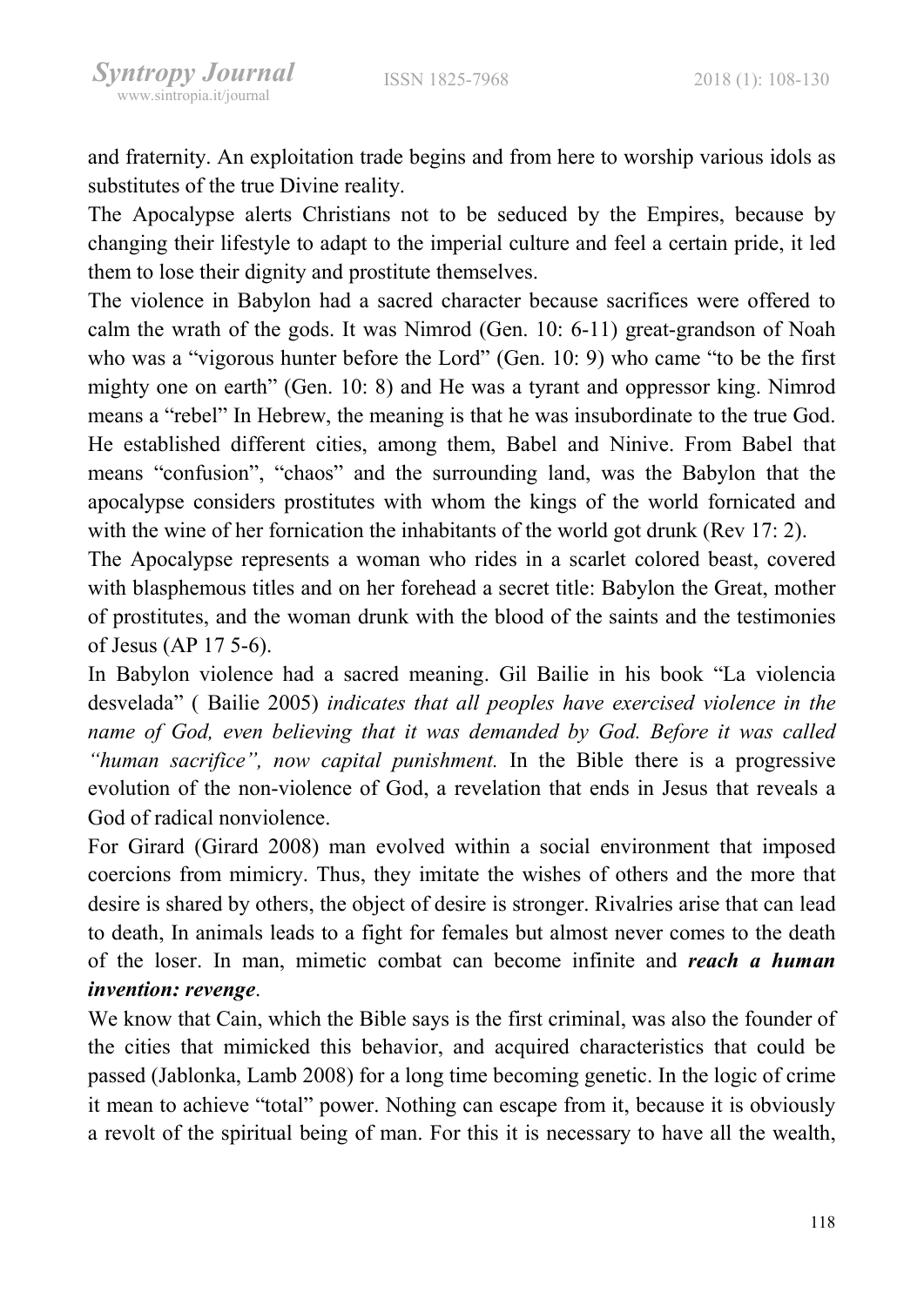and fraternity. An exploitation trade begins and from here to worship various idols as substitutes of the true Divine reality.

The Apocalypse alerts Christians not to be seduced by the Empires, because by changing their lifestyle to adapt to the imperial culture and feel a certain pride, it led them to lose their dignity and prostitute themselves.

The violence in Babylon had a sacred character because sacrifices were offered to calm the wrath of the gods. It was Nimrod (Gen. 10: 6-11) great-grandson of Noah who was a "vigorous hunter before the Lord" (Gen. 10: 9) who came "to be the first mighty one on earth" (Gen. 10: 8) and He was a tyrant and oppressor king. Nimrod means a "rebel" In Hebrew, the meaning is that he was insubordinate to the true God. He established different cities, among them, Babel and Ninive. From Babel that means "confusion", "chaos" and the surrounding land, was the Babylon that the apocalypse considers prostitutes with whom the kings of the world fornicated and with the wine of her fornication the inhabitants of the world got drunk (Rev 17: 2).

The Apocalypse represents a woman who rides in a scarlet colored beast, covered with blasphemous titles and on her forehead a secret title: Babylon the Great, mother of prostitutes, and the woman drunk with the blood of the saints and the testimonies of Jesus (AP 17 5-6).

In Babylon violence had a sacred meaning. Gil Bailie in his book "La violencia desvelada" ( Bailie 2005) *indicates that all peoples have exercised violence in the name of God, even believing that it was demanded by God. Before it was called "human sacrifice", now capital punishment.* In the Bible there is a progressive evolution of the non-violence of God, a revelation that ends in Jesus that reveals a God of radical nonviolence.

For Girard (Girard 2008) man evolved within a social environment that imposed coercions from mimicry. Thus, they imitate the wishes of others and the more that desire is shared by others, the object of desire is stronger. Rivalries arise that can lead to death, In animals leads to a fight for females but almost never comes to the death of the loser. In man, mimetic combat can become infinite and ***reach a human invention: revenge***.

We know that Cain, which the Bible says is the first criminal, was also the founder of the cities that mimicked this behavior, and acquired characteristics that could be passed (Jablonka, Lamb 2008) for a long time becoming genetic. In the logic of crime it mean to achieve "total" power. Nothing can escape from it, because it is obviously a revolt of the spiritual being of man. For this it is necessary to have all the wealth,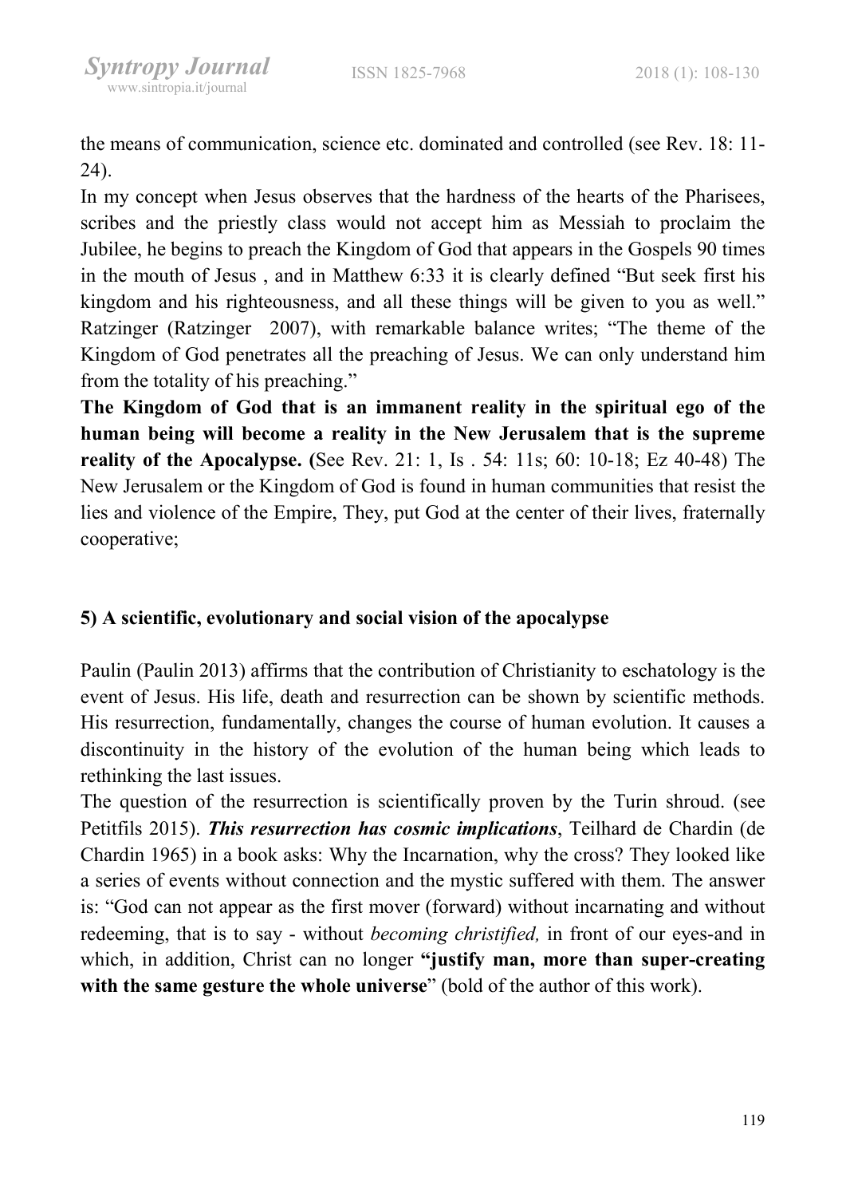the means of communication, science etc. dominated and controlled (see Rev. 18: 11-24).

In my concept when Jesus observes that the hardness of the hearts of the Pharisees, scribes and the priestly class would not accept him as Messiah to proclaim the Jubilee, he begins to preach the Kingdom of God that appears in the Gospels 90 times in the mouth of Jesus , and in Matthew 6:33 it is clearly defined "But seek first his kingdom and his righteousness, and all these things will be given to you as well." Ratzinger (Ratzinger 2007), with remarkable balance writes; "The theme of the Kingdom of God penetrates all the preaching of Jesus. We can only understand him from the totality of his preaching."

**The Kingdom of God that is an immanent reality in the spiritual ego of the human being will become a reality in the New Jerusalem that is the supreme reality of the Apocalypse. (**See Rev. 21: 1, Is . 54: 11s; 60: 10-18; Ez 40-48) The New Jerusalem or the Kingdom of God is found in human communities that resist the lies and violence of the Empire, They, put God at the center of their lives, fraternally cooperative;

## 5) A scientific, evolutionary and social vision of the apocalypse

Paulin (Paulin 2013) affirms that the contribution of Christianity to eschatology is the event of Jesus. His life, death and resurrection can be shown by scientific methods. His resurrection, fundamentally, changes the course of human evolution. It causes a discontinuity in the history of the evolution of the human being which leads to rethinking the last issues.

The question of the resurrection is scientifically proven by the Turin shroud. (see Petitfils 2015). ***This resurrection has cosmic implications***, Teilhard de Chardin (de Chardin 1965) in a book asks: Why the Incarnation, why the cross? They looked like a series of events without connection and the mystic suffered with them. The answer is: "God can not appear as the first mover (forward) without incarnating and without redeeming, that is to say - without *becoming christified,* in front of our eyes-and in which, in addition, Christ can no longer **"justify man, more than super-creating with the same gesture the whole universe**" (bold of the author of this work).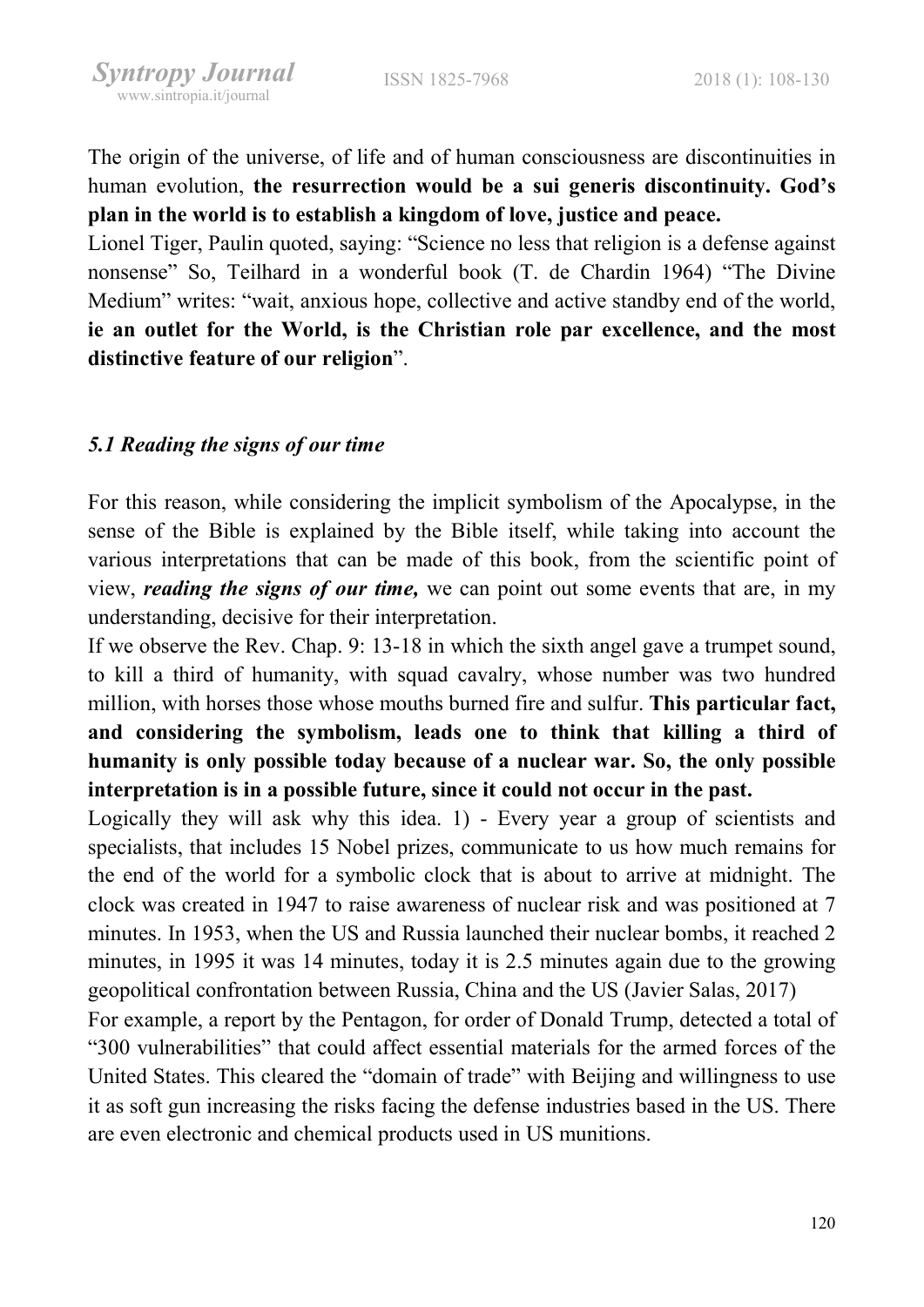The origin of the universe, of life and of human consciousness are discontinuities in human evolution, **the resurrection would be a sui generis discontinuity. God's plan in the world is to establish a kingdom of love, justice and peace.**

Lionel Tiger, Paulin quoted, saying: "Science no less that religion is a defense against nonsense" So, Teilhard in a wonderful book (T. de Chardin 1964) "The Divine Medium" writes: "wait, anxious hope, collective and active standby end of the world, **ie an outlet for the World, is the Christian role par excellence, and the most distinctive feature of our religion**".

### *5.1 Reading the signs of our time*

For this reason, while considering the implicit symbolism of the Apocalypse, in the sense of the Bible is explained by the Bible itself, while taking into account the various interpretations that can be made of this book, from the scientific point of view, ***reading the signs of our time,*** we can point out some events that are, in my understanding, decisive for their interpretation.

If we observe the Rev. Chap. 9: 13-18 in which the sixth angel gave a trumpet sound, to kill a third of humanity, with squad cavalry, whose number was two hundred million, with horses those whose mouths burned fire and sulfur. **This particular fact, and considering the symbolism, leads one to think that killing a third of humanity is only possible today because of a nuclear war. So, the only possible interpretation is in a possible future, since it could not occur in the past.**

Logically they will ask why this idea. 1) - Every year a group of scientists and specialists, that includes 15 Nobel prizes, communicate to us how much remains for the end of the world for a symbolic clock that is about to arrive at midnight. The clock was created in 1947 to raise awareness of nuclear risk and was positioned at 7 minutes. In 1953, when the US and Russia launched their nuclear bombs, it reached 2 minutes, in 1995 it was 14 minutes, today it is 2.5 minutes again due to the growing geopolitical confrontation between Russia, China and the US (Javier Salas, 2017)

For example, a report by the Pentagon, for order of Donald Trump, detected a total of "300 vulnerabilities" that could affect essential materials for the armed forces of the United States. This cleared the "domain of trade" with Beijing and willingness to use it as soft gun increasing the risks facing the defense industries based in the US. There are even electronic and chemical products used in US munitions.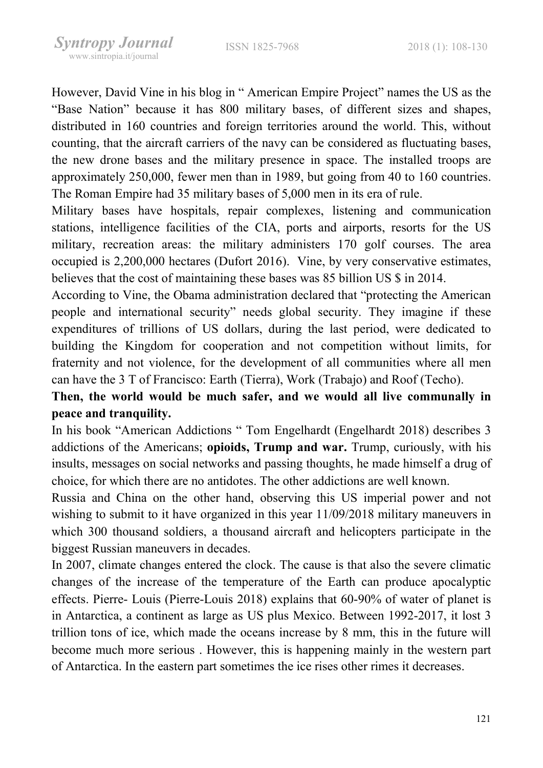However, David Vine in his blog in " American Empire Project" names the US as the "Base Nation" because it has 800 military bases, of different sizes and shapes, distributed in 160 countries and foreign territories around the world. This, without counting, that the aircraft carriers of the navy can be considered as fluctuating bases, the new drone bases and the military presence in space. The installed troops are approximately 250,000, fewer men than in 1989, but going from 40 to 160 countries. The Roman Empire had 35 military bases of 5,000 men in its era of rule.

Military bases have hospitals, repair complexes, listening and communication stations, intelligence facilities of the CIA, ports and airports, resorts for the US military, recreation areas: the military administers 170 golf courses. The area occupied is 2,200,000 hectares (Dufort 2016). Vine, by very conservative estimates, believes that the cost of maintaining these bases was 85 billion US $ in 2014.

According to Vine, the Obama administration declared that "protecting the American people and international security" needs global security. They imagine if these expenditures of trillions of US dollars, during the last period, were dedicated to building the Kingdom for cooperation and not competition without limits, for fraternity and not violence, for the development of all communities where all men can have the 3 T of Francisco: Earth (Tierra), Work (Trabajo) and Roof (Techo).

**Then, the world would be much safer, and we would all live communally in peace and tranquility.**

In his book "American Addictions " Tom Engelhardt (Engelhardt 2018) describes 3 addictions of the Americans; **opioids, Trump and war.** Trump, curiously, with his insults, messages on social networks and passing thoughts, he made himself a drug of choice, for which there are no antidotes. The other addictions are well known.

Russia and China on the other hand, observing this US imperial power and not wishing to submit to it have organized in this year 11/09/2018 military maneuvers in which 300 thousand soldiers, a thousand aircraft and helicopters participate in the biggest Russian maneuvers in decades.

In 2007, climate changes entered the clock. The cause is that also the severe climatic changes of the increase of the temperature of the Earth can produce apocalyptic effects. Pierre- Louis (Pierre-Louis 2018) explains that 60-90% of water of planet is in Antarctica, a continent as large as US plus Mexico. Between 1992-2017, it lost 3 trillion tons of ice, which made the oceans increase by 8 mm, this in the future will become much more serious . However, this is happening mainly in the western part of Antarctica. In the eastern part sometimes the ice rises other rimes it decreases.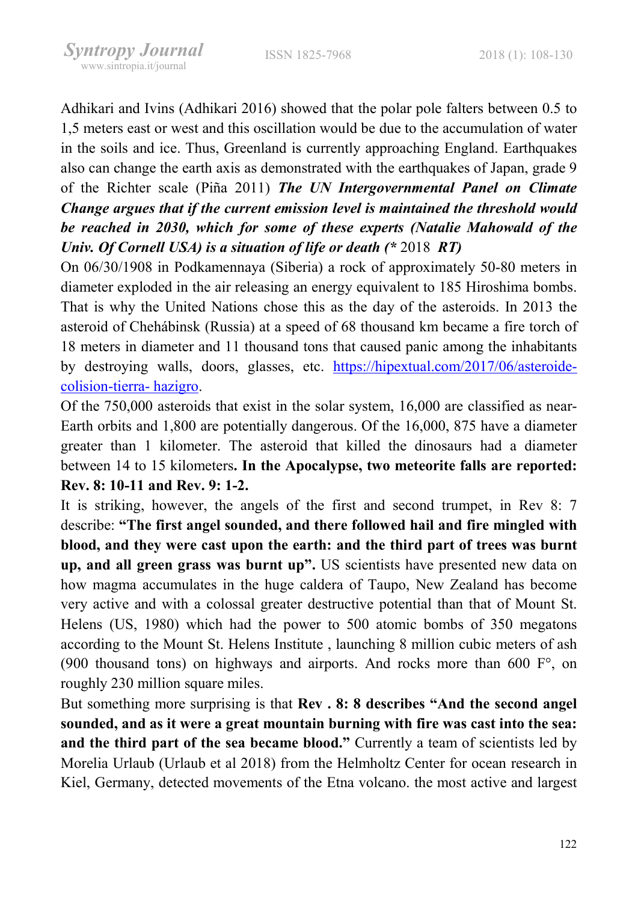Adhikari and Ivins (Adhikari 2016) showed that the polar pole falters between 0.5 to 1,5 meters east or west and this oscillation would be due to the accumulation of water in the soils and ice. Thus, Greenland is currently approaching England. Earthquakes also can change the earth axis as demonstrated with the earthquakes of Japan, grade 9 of the Richter scale (Piña 2011) ***The UN Intergovernmental Panel on Climate Change argues that if the current emission level is maintained the threshold would be reached in 2030, which for some of these experts (Natalie Mahowald of the Univ. Of Cornell USA) is a situation of life or death (**** 2018 ***RT)***

On 06/30/1908 in Podkamennaya (Siberia) a rock of approximately 50-80 meters in diameter exploded in the air releasing an energy equivalent to 185 Hiroshima bombs. That is why the United Nations chose this as the day of the asteroids. In 2013 the asteroid of Chehábinsk (Russia) at a speed of 68 thousand km became a fire torch of 18 meters in diameter and 11 thousand tons that caused panic among the inhabitants by destroying walls, doors, glasses, etc. [https://hipextual.com/2017/06/asteroide-colision-tierra- hazigro](https://hipextual.com/2017/06/asteroide-colision-tierra-hazigro).

Of the 750,000 asteroids that exist in the solar system, 16,000 are classified as near-Earth orbits and 1,800 are potentially dangerous. Of the 16,000, 875 have a diameter greater than 1 kilometer. The asteroid that killed the dinosaurs had a diameter between 14 to 15 kilometers**. In the Apocalypse, two meteorite falls are reported: Rev. 8: 10-11 and Rev. 9: 1-2.**

It is striking, however, the angels of the first and second trumpet, in Rev 8: 7 describe: **"The first angel sounded, and there followed hail and fire mingled with blood, and they were cast upon the earth: and the third part of trees was burnt up, and all green grass was burnt up".** US scientists have presented new data on how magma accumulates in the huge caldera of Taupo, New Zealand has become very active and with a colossal greater destructive potential than that of Mount St. Helens (US, 1980) which had the power to 500 atomic bombs of 350 megatons according to the Mount St. Helens Institute , launching 8 million cubic meters of ash (900 thousand tons) on highways and airports. And rocks more than 600 F°, on roughly 230 million square miles.

But something more surprising is that **Rev . 8: 8 describes "And the second angel sounded, and as it were a great mountain burning with fire was cast into the sea: and the third part of the sea became blood."** Currently a team of scientists led by Morelia Urlaub (Urlaub et al 2018) from the Helmholtz Center for ocean research in Kiel, Germany, detected movements of the Etna volcano. the most active and largest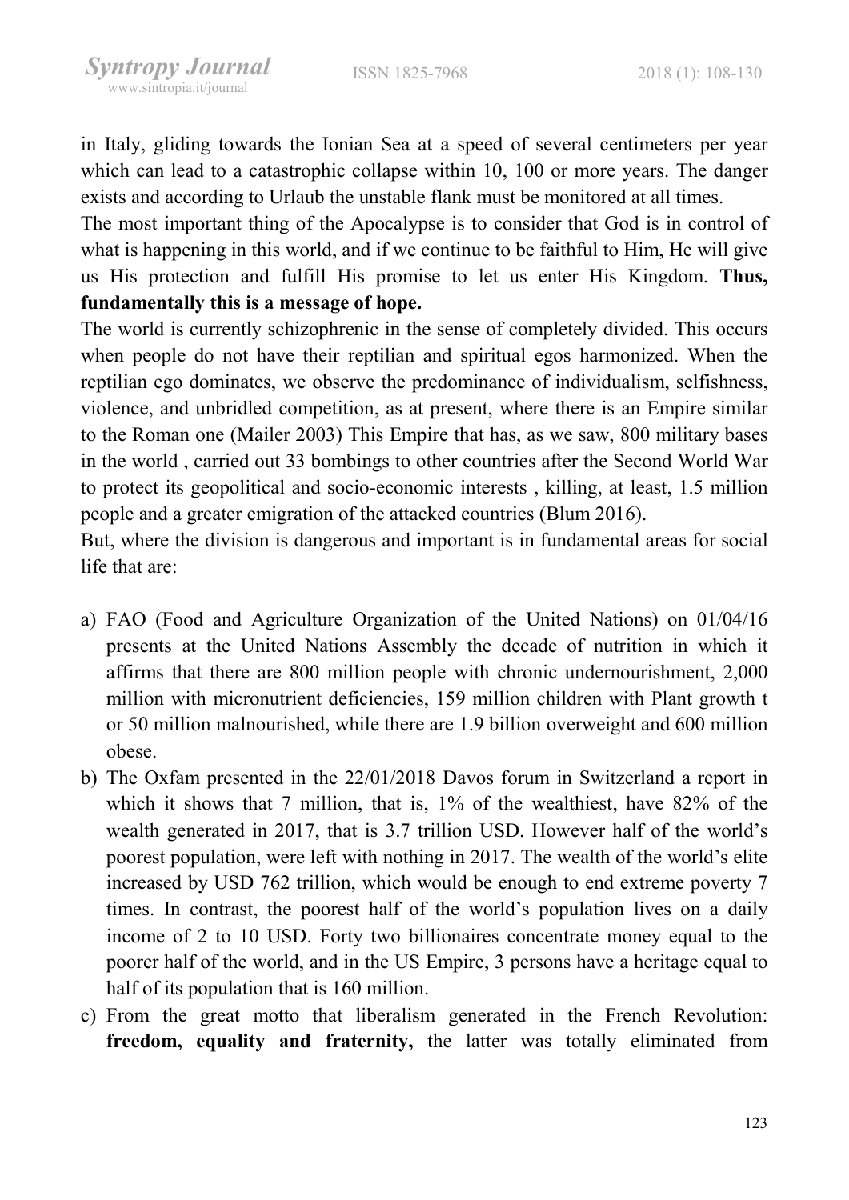in Italy, gliding towards the Ionian Sea at a speed of several centimeters per year which can lead to a catastrophic collapse within 10, 100 or more years. The danger exists and according to Urlaub the unstable flank must be monitored at all times.

The most important thing of the Apocalypse is to consider that God is in control of what is happening in this world, and if we continue to be faithful to Him, He will give us His protection and fulfill His promise to let us enter His Kingdom. **Thus, fundamentally this is a message of hope.**

The world is currently schizophrenic in the sense of completely divided. This occurs when people do not have their reptilian and spiritual egos harmonized. When the reptilian ego dominates, we observe the predominance of individualism, selfishness, violence, and unbridled competition, as at present, where there is an Empire similar to the Roman one (Mailer 2003) This Empire that has, as we saw, 800 military bases in the world , carried out 33 bombings to other countries after the Second World War to protect its geopolitical and socio-economic interests , killing, at least, 1.5 million people and a greater emigration of the attacked countries (Blum 2016).

But, where the division is dangerous and important is in fundamental areas for social life that are:

a) FAO (Food and Agriculture Organization of the United Nations) on 01/04/16 presents at the United Nations Assembly the decade of nutrition in which it affirms that there are 800 million people with chronic undernourishment, 2,000 million with micronutrient deficiencies, 159 million children with Plant growth t or 50 million malnourished, while there are 1.9 billion overweight and 600 million obese.

b) The Oxfam presented in the 22/01/2018 Davos forum in Switzerland a report in which it shows that 7 million, that is, 1% of the wealthiest, have 82% of the wealth generated in 2017, that is 3.7 trillion USD. However half of the world's poorest population, were left with nothing in 2017. The wealth of the world's elite increased by USD 762 trillion, which would be enough to end extreme poverty 7 times. In contrast, the poorest half of the world's population lives on a daily income of 2 to 10 USD. Forty two billionaires concentrate money equal to the poorer half of the world, and in the US Empire, 3 persons have a heritage equal to half of its population that is 160 million.

c) From the great motto that liberalism generated in the French Revolution: **freedom, equality and fraternity,** the latter was totally eliminated from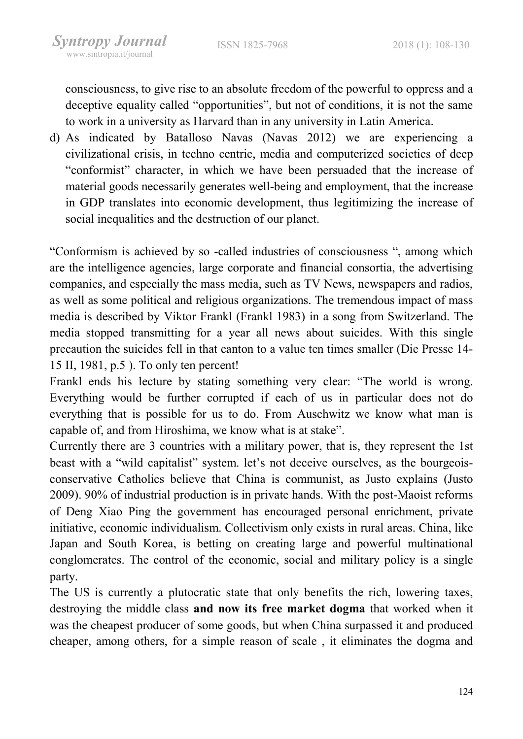consciousness, to give rise to an absolute freedom of the powerful to oppress and a deceptive equality called "opportunities", but not of conditions, it is not the same to work in a university as Harvard than in any university in Latin America.

d) As indicated by Batalloso Navas (Navas 2012) we are experiencing a civilizational crisis, in techno centric, media and computerized societies of deep "conformist" character, in which we have been persuaded that the increase of material goods necessarily generates well-being and employment, that the increase in GDP translates into economic development, thus legitimizing the increase of social inequalities and the destruction of our planet.

"Conformism is achieved by so -called industries of consciousness ", among which are the intelligence agencies, large corporate and financial consortia, the advertising companies, and especially the mass media, such as TV News, newspapers and radios, as well as some political and religious organizations. The tremendous impact of mass media is described by Viktor Frankl (Frankl 1983) in a song from Switzerland. The media stopped transmitting for a year all news about suicides. With this single precaution the suicides fell in that canton to a value ten times smaller (Die Presse 14-15 II, 1981, p.5 ). To only ten percent!

Frankl ends his lecture by stating something very clear: "The world is wrong. Everything would be further corrupted if each of us in particular does not do everything that is possible for us to do. From Auschwitz we know what man is capable of, and from Hiroshima, we know what is at stake".

Currently there are 3 countries with a military power, that is, they represent the 1st beast with a "wild capitalist" system. let's not deceive ourselves, as the bourgeois-conservative Catholics believe that China is communist, as Justo explains (Justo 2009). 90% of industrial production is in private hands. With the post-Maoist reforms of Deng Xiao Ping the government has encouraged personal enrichment, private initiative, economic individualism. Collectivism only exists in rural areas. China, like Japan and South Korea, is betting on creating large and powerful multinational conglomerates. The control of the economic, social and military policy is a single party.

The US is currently a plutocratic state that only benefits the rich, lowering taxes, destroying the middle class **and now its free market dogma** that worked when it was the cheapest producer of some goods, but when China surpassed it and produced cheaper, among others, for a simple reason of scale , it eliminates the dogma and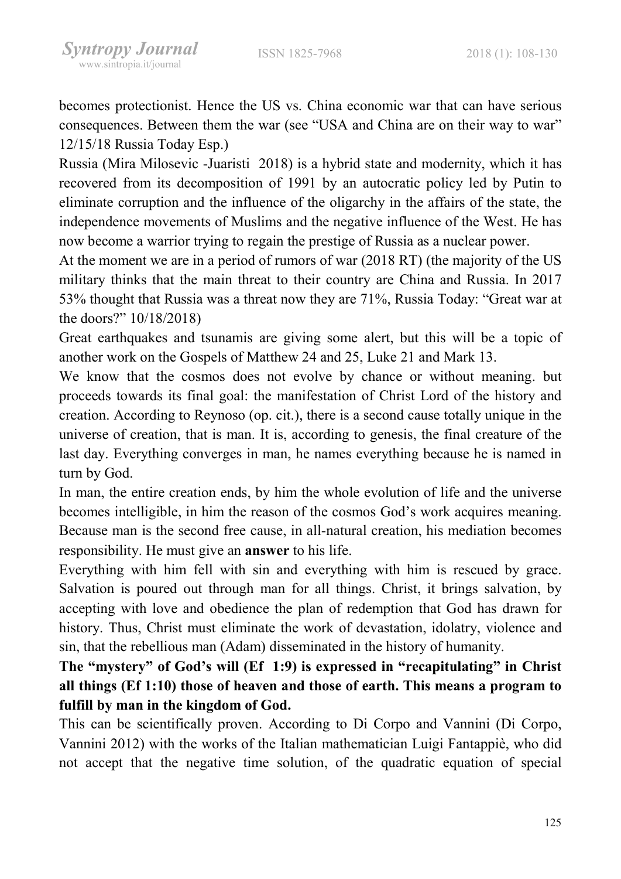becomes protectionist. Hence the US vs. China economic war that can have serious consequences. Between them the war (see "USA and China are on their way to war" 12/15/18 Russia Today Esp.)

Russia (Mira Milosevic -Juaristi 2018) is a hybrid state and modernity, which it has recovered from its decomposition of 1991 by an autocratic policy led by Putin to eliminate corruption and the influence of the oligarchy in the affairs of the state, the independence movements of Muslims and the negative influence of the West. He has now become a warrior trying to regain the prestige of Russia as a nuclear power.

At the moment we are in a period of rumors of war (2018 RT) (the majority of the US military thinks that the main threat to their country are China and Russia. In 2017 53% thought that Russia was a threat now they are 71%, Russia Today: "Great war at the doors?" 10/18/2018)

Great earthquakes and tsunamis are giving some alert, but this will be a topic of another work on the Gospels of Matthew 24 and 25, Luke 21 and Mark 13.

We know that the cosmos does not evolve by chance or without meaning. but proceeds towards its final goal: the manifestation of Christ Lord of the history and creation. According to Reynoso (op. cit.), there is a second cause totally unique in the universe of creation, that is man. It is, according to genesis, the final creature of the last day. Everything converges in man, he names everything because he is named in turn by God.

In man, the entire creation ends, by him the whole evolution of life and the universe becomes intelligible, in him the reason of the cosmos God's work acquires meaning. Because man is the second free cause, in all-natural creation, his mediation becomes responsibility. He must give an **answer** to his life.

Everything with him fell with sin and everything with him is rescued by grace. Salvation is poured out through man for all things. Christ, it brings salvation, by accepting with love and obedience the plan of redemption that God has drawn for history. Thus, Christ must eliminate the work of devastation, idolatry, violence and sin, that the rebellious man (Adam) disseminated in the history of humanity.

**The "mystery" of God's will (Ef 1:9) is expressed in "recapitulating" in Christ all things (Ef 1:10) those of heaven and those of earth. This means a program to fulfill by man in the kingdom of God.**

This can be scientifically proven. According to Di Corpo and Vannini (Di Corpo, Vannini 2012) with the works of the Italian mathematician Luigi Fantappiè, who did not accept that the negative time solution, of the quadratic equation of special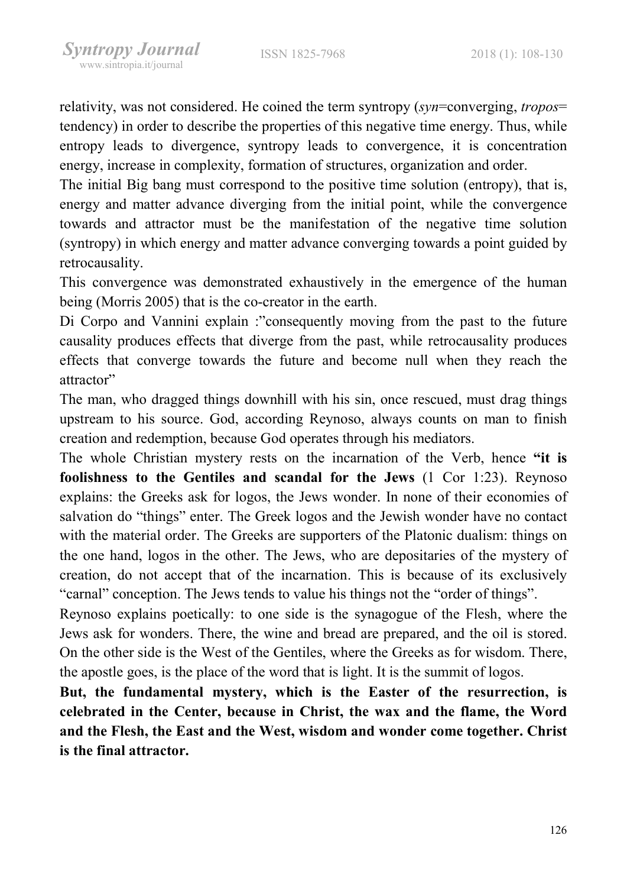relativity, was not considered. He coined the term syntropy (*syn*=converging, *tropos*= tendency) in order to describe the properties of this negative time energy. Thus, while entropy leads to divergence, syntropy leads to convergence, it is concentration energy, increase in complexity, formation of structures, organization and order.

The initial Big bang must correspond to the positive time solution (entropy), that is, energy and matter advance diverging from the initial point, while the convergence towards and attractor must be the manifestation of the negative time solution (syntropy) in which energy and matter advance converging towards a point guided by retrocausality.

This convergence was demonstrated exhaustively in the emergence of the human being (Morris 2005) that is the co-creator in the earth.

Di Corpo and Vannini explain :"consequently moving from the past to the future causality produces effects that diverge from the past, while retrocausality produces effects that converge towards the future and become null when they reach the attractor"

The man, who dragged things downhill with his sin, once rescued, must drag things upstream to his source. God, according Reynoso, always counts on man to finish creation and redemption, because God operates through his mediators.

The whole Christian mystery rests on the incarnation of the Verb, hence **"it is foolishness to the Gentiles and scandal for the Jews** (1 Cor 1:23). Reynoso explains: the Greeks ask for logos, the Jews wonder. In none of their economies of salvation do "things" enter. The Greek logos and the Jewish wonder have no contact with the material order. The Greeks are supporters of the Platonic dualism: things on the one hand, logos in the other. The Jews, who are depositaries of the mystery of creation, do not accept that of the incarnation. This is because of its exclusively "carnal" conception. The Jews tends to value his things not the "order of things".

Reynoso explains poetically: to one side is the synagogue of the Flesh, where the Jews ask for wonders. There, the wine and bread are prepared, and the oil is stored. On the other side is the West of the Gentiles, where the Greeks as for wisdom. There, the apostle goes, is the place of the word that is light. It is the summit of logos.

**But, the fundamental mystery, which is the Easter of the resurrection, is celebrated in the Center, because in Christ, the wax and the flame, the Word and the Flesh, the East and the West, wisdom and wonder come together. Christ is the final attractor.**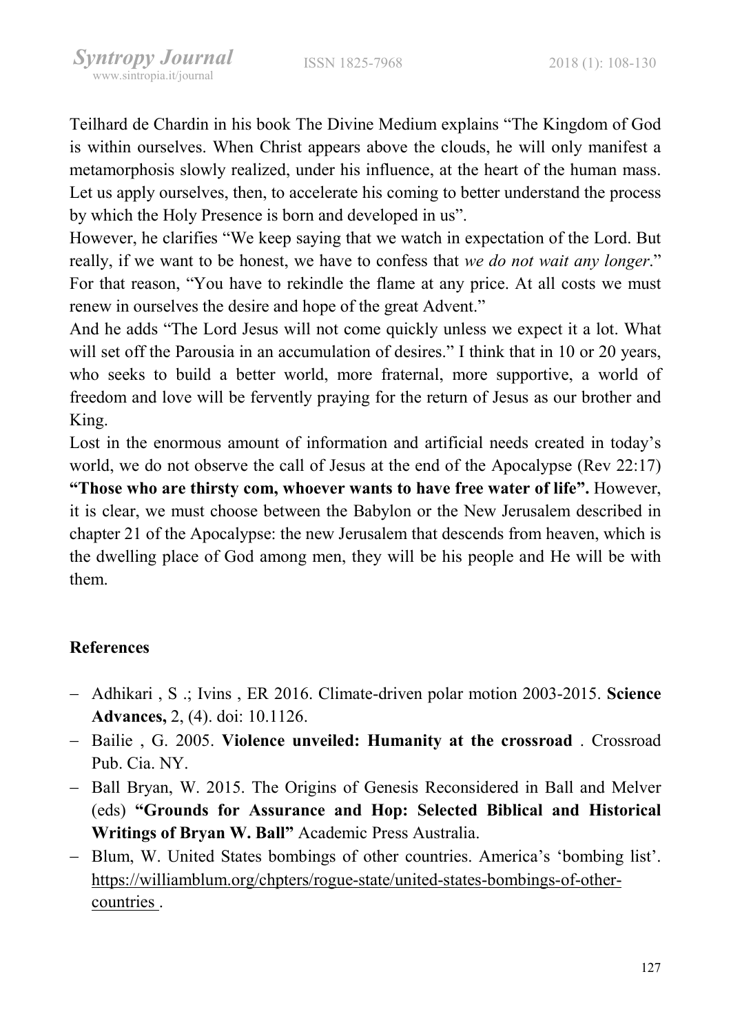Teilhard de Chardin in his book The Divine Medium explains "The Kingdom of God is within ourselves. When Christ appears above the clouds, he will only manifest a metamorphosis slowly realized, under his influence, at the heart of the human mass. Let us apply ourselves, then, to accelerate his coming to better understand the process by which the Holy Presence is born and developed in us".

However, he clarifies "We keep saying that we watch in expectation of the Lord. But really, if we want to be honest, we have to confess that *we do not wait any longer*." For that reason, "You have to rekindle the flame at any price. At all costs we must renew in ourselves the desire and hope of the great Advent."

And he adds "The Lord Jesus will not come quickly unless we expect it a lot. What will set off the Parousia in an accumulation of desires." I think that in 10 or 20 years, who seeks to build a better world, more fraternal, more supportive, a world of freedom and love will be fervently praying for the return of Jesus as our brother and King.

Lost in the enormous amount of information and artificial needs created in today's world, we do not observe the call of Jesus at the end of the Apocalypse (Rev 22:17) **"Those who are thirsty com, whoever wants to have free water of life".** However, it is clear, we must choose between the Babylon or the New Jerusalem described in chapter 21 of the Apocalypse: the new Jerusalem that descends from heaven, which is the dwelling place of God among men, they will be his people and He will be with them.

## References

- Adhikari , S .; Ivins , ER 2016. Climate-driven polar motion 2003-2015. **Science Advances,** 2, (4). doi: 10.1126.
- Bailie , G. 2005. **Violence unveiled: Humanity at the crossroad** . Crossroad Pub. Cia. NY.
- Ball Bryan, W. 2015. The Origins of Genesis Reconsidered in Ball and Melver (eds) **"Grounds for Assurance and Hop: Selected Biblical and Historical Writings of Bryan W. Ball"** Academic Press Australia.
- Blum, W. United States bombings of other countries. America's 'bombing list'. https://williamblum.org/chpters/rogue-state/united-states-bombings-of-other-countries .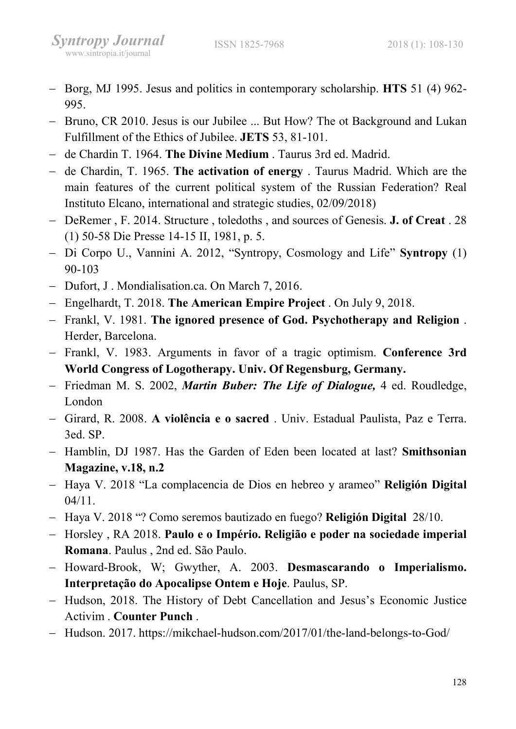- Borg, MJ 1995. Jesus and politics in contemporary scholarship. **HTS** 51 (4) 962-995.
- Bruno, CR 2010. Jesus is our Jubilee ... But How? The ot Background and Lukan Fulfillment of the Ethics of Jubilee. **JETS** 53, 81-101.
- de Chardin T. 1964. **The Divine Medium** . Taurus 3rd ed. Madrid.
- de Chardin, T. 1965. **The activation of energy** . Taurus Madrid. Which are the main features of the current political system of the Russian Federation? Real Instituto Elcano, international and strategic studies, 02/09/2018)
- DeRemer , F. 2014. Structure , toledoths , and sources of Genesis. **J. of Creat** . 28 (1) 50-58 Die Presse 14-15 II, 1981, p. 5.
- Di Corpo U., Vannini A. 2012, "Syntropy, Cosmology and Life" **Syntropy** (1) 90-103
- Dufort, J . Mondialisation.ca. On March 7, 2016.
- Engelhardt, T. 2018. **The American Empire Project** . On July 9, 2018.
- Frankl, V. 1981. **The ignored presence of God. Psychotherapy and Religion** . Herder, Barcelona.
- Frankl, V. 1983. Arguments in favor of a tragic optimism. **Conference 3rd World Congress of Logotherapy. Univ. Of Regensburg, Germany.**
- Friedman M. S. 2002, ***Martin Buber: The Life of Dialogue,*** 4 ed. Roudledge, London
- Girard, R. 2008. **A violência e o sacred** . Univ. Estadual Paulista, Paz e Terra. 3ed. SP.
- Hamblin, DJ 1987. Has the Garden of Eden been located at last? **Smithsonian Magazine, v.18, n.2**
- Haya V. 2018 "La complacencia de Dios en hebreo y arameo" **Religión Digital** 04/11.
- Haya V. 2018 "? Como seremos bautizado en fuego? **Religión Digital** 28/10.
- Horsley , RA 2018. **Paulo e o Império. Religião e poder na sociedade imperial Romana**. Paulus , 2nd ed. São Paulo.
- Howard-Brook, W; Gwyther, A. 2003. **Desmascarando o Imperialismo. Interpretação do Apocalipse Ontem e Hoje**. Paulus, SP.
- Hudson, 2018. The History of Debt Cancellation and Jesus's Economic Justice Activim . **Counter Punch** .
- Hudson. 2017. https://mikchael-hudson.com/2017/01/the-land-belongs-to-God/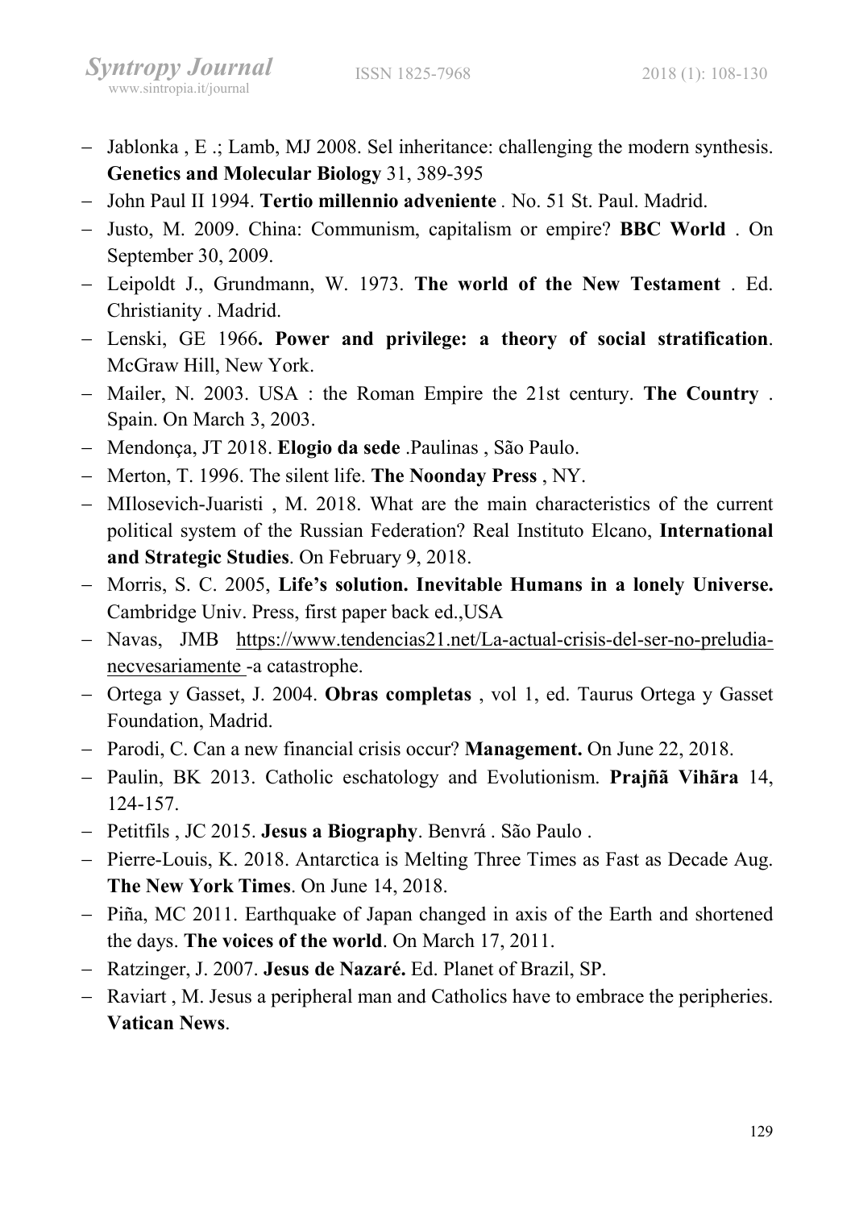- Jablonka , E .; Lamb, MJ 2008. Sel inheritance: challenging the modern synthesis. **Genetics and Molecular Biology** 31, 389-395
- John Paul II 1994. **Tertio millennio adveniente** . No. 51 St. Paul. Madrid.
- Justo, M. 2009. China: Communism, capitalism or empire? **BBC World** . On September 30, 2009.
- Leipoldt J., Grundmann, W. 1973. **The world of the New Testament** . Ed. Christianity . Madrid.
- Lenski, GE 1966**. Power and privilege: a theory of social stratification**. McGraw Hill, New York.
- Mailer, N. 2003. USA : the Roman Empire the 21st century. **The Country** . Spain. On March 3, 2003.
- Mendonça, JT 2018. **Elogio da sede** .Paulinas , São Paulo.
- Merton, T. 1996. The silent life. **The Noonday Press** , NY.
- MIlosevich-Juaristi , M. 2018. What are the main characteristics of the current political system of the Russian Federation? Real Instituto Elcano, **International and Strategic Studies**. On February 9, 2018.
- Morris, S. C. 2005, **Life's solution. Inevitable Humans in a lonely Universe.** Cambridge Univ. Press, first paper back ed.,USA
- Navas, JMB https://www.tendencias21.net/La-actual-crisis-del-ser-no-preludia-necvesariamente -a catastrophe.
- Ortega y Gasset, J. 2004. **Obras completas** , vol 1, ed. Taurus Ortega y Gasset Foundation, Madrid.
- Parodi, C. Can a new financial crisis occur? **Management.** On June 22, 2018.
- Paulin, BK 2013. Catholic eschatology and Evolutionism. **Prajñã Vihãra** 14, 124-157.
- Petitfils , JC 2015. **Jesus a Biography**. Benvrá . São Paulo .
- Pierre-Louis, K. 2018. Antarctica is Melting Three Times as Fast as Decade Aug. **The New York Times**. On June 14, 2018.
- Piña, MC 2011. Earthquake of Japan changed in axis of the Earth and shortened the days. **The voices of the world**. On March 17, 2011.
- Ratzinger, J. 2007. **Jesus de Nazaré.** Ed. Planet of Brazil, SP.
- Raviart , M. Jesus a peripheral man and Catholics have to embrace the peripheries. **Vatican News**.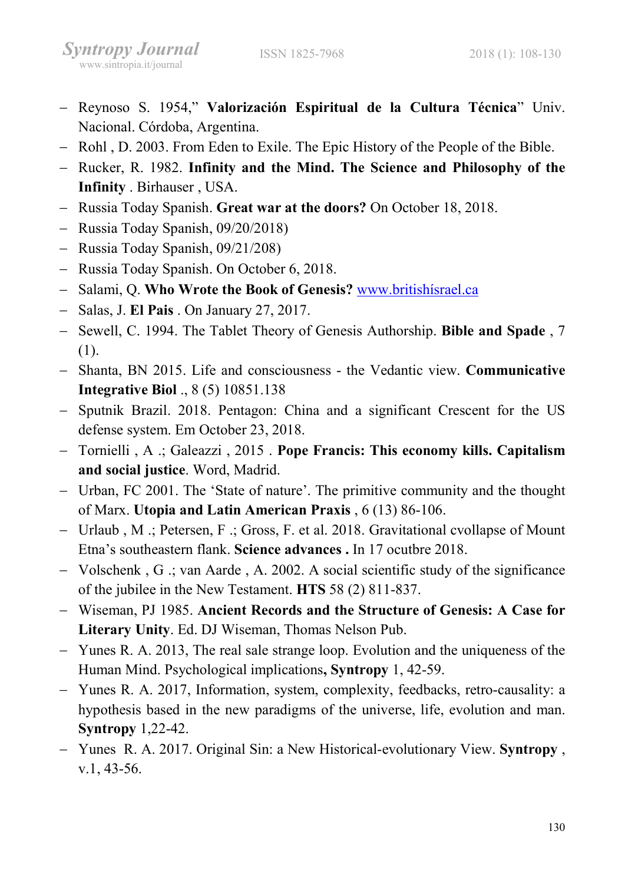- Reynoso S. 1954," **Valorización Espiritual de la Cultura Técnica**" Univ. Nacional. Córdoba, Argentina.
- Rohl , D. 2003. From Eden to Exile. The Epic History of the People of the Bible.
- Rucker, R. 1982. **Infinity and the Mind. The Science and Philosophy of the Infinity** . Birhauser , USA.
- Russia Today Spanish. **Great war at the doors?** On October 18, 2018.
- Russia Today Spanish, 09/20/2018)
- Russia Today Spanish, 09/21/208)
- Russia Today Spanish. On October 6, 2018.
- Salami, Q. **Who Wrote the Book of Genesis?** www.britishísrael.ca
- Salas, J. **El Pais** . On January 27, 2017.
- Sewell, C. 1994. The Tablet Theory of Genesis Authorship. **Bible and Spade** , 7 (1).
- Shanta, BN 2015. Life and consciousness - the Vedantic view. **Communicative Integrative Biol** ., 8 (5) 10851.138
- Sputnik Brazil. 2018. Pentagon: China and a significant Crescent for the US defense system. Em October 23, 2018.
- Tornielli , A .; Galeazzi , 2015 . **Pope Francis: This economy kills. Capitalism and social justice**. Word, Madrid.
- Urban, FC 2001. The 'State of nature'. The primitive community and the thought of Marx. **Utopia and Latin American Praxis** , 6 (13) 86-106.
- Urlaub , M .; Petersen, F .; Gross, F. et al. 2018. Gravitational cvollapse of Mount Etna's southeastern flank. **Science advances .** In 17 ocutbre 2018.
- Volschenk , G .; van Aarde , A. 2002. A social scientific study of the significance of the jubilee in the New Testament. **HTS** 58 (2) 811-837.
- Wiseman, PJ 1985. **Ancient Records and the Structure of Genesis: A Case for Literary Unity**. Ed. DJ Wiseman, Thomas Nelson Pub.
- Yunes R. A. 2013, The real sale strange loop. Evolution and the uniqueness of the Human Mind. Psychological implications**, Syntropy** 1, 42-59.
- Yunes R. A. 2017, Information, system, complexity, feedbacks, retro-causality: a hypothesis based in the new paradigms of the universe, life, evolution and man. **Syntropy** 1,22-42.
- Yunes R. A. 2017. Original Sin: a New Historical-evolutionary View. **Syntropy** , v.1, 43-56.